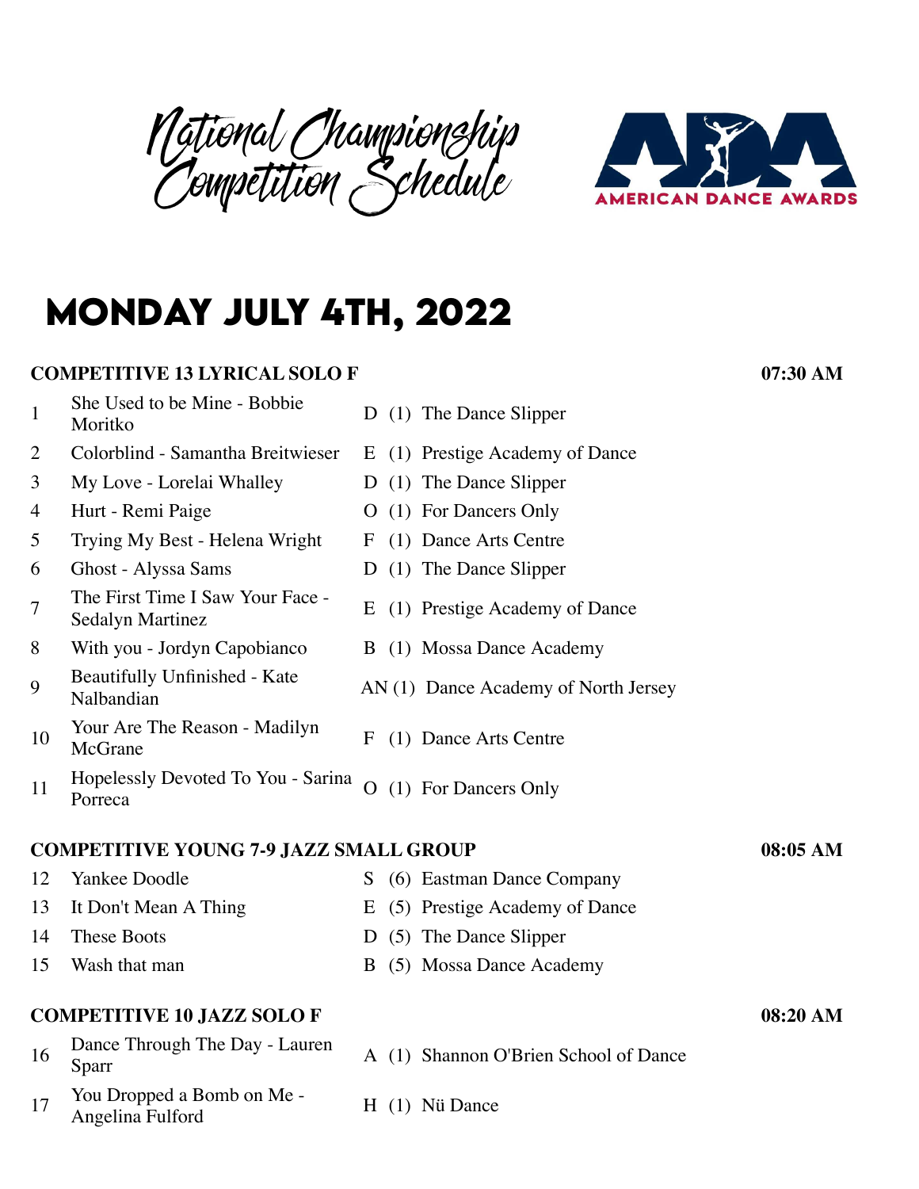# National Championship Competition Schedule

AMERICAN DANCE AWARDS

## MONDAY JULY 4TH, 2022

### COMPETITIVE 13 LYRICAL SOLO F — 07:30 AM

| # | Routine | | Studio |
|---|---|---|---|
| 1 | She Used to be Mine - Bobbie Moritko | D (1) | The Dance Slipper |
| 2 | Colorblind - Samantha Breitwieser | E (1) | Prestige Academy of Dance |
| 3 | My Love - Lorelai Whalley | D (1) | The Dance Slipper |
| 4 | Hurt - Remi Paige | O (1) | For Dancers Only |
| 5 | Trying My Best - Helena Wright | F (1) | Dance Arts Centre |
| 6 | Ghost - Alyssa Sams | D (1) | The Dance Slipper |
| 7 | The First Time I Saw Your Face - Sedalyn Martinez | E (1) | Prestige Academy of Dance |
| 8 | With you - Jordyn Capobianco | B (1) | Mossa Dance Academy |
| 9 | Beautifully Unfinished - Kate Nalbandian | AN (1) | Dance Academy of North Jersey |
| 10 | Your Are The Reason - Madilyn McGrane | F (1) | Dance Arts Centre |
| 11 | Hopelessly Devoted To You - Sarina Porreca | O (1) | For Dancers Only |

### COMPETITIVE YOUNG 7-9 JAZZ SMALL GROUP — 08:05 AM

| # | Routine | | Studio |
|---|---|---|---|
| 12 | Yankee Doodle | S (6) | Eastman Dance Company |
| 13 | It Don't Mean A Thing | E (5) | Prestige Academy of Dance |
| 14 | These Boots | D (5) | The Dance Slipper |
| 15 | Wash that man | B (5) | Mossa Dance Academy |

### COMPETITIVE 10 JAZZ SOLO F — 08:20 AM

| # | Routine | | Studio |
|---|---|---|---|
| 16 | Dance Through The Day - Lauren Sparr | A (1) | Shannon O'Brien School of Dance |
| 17 | You Dropped a Bomb on Me - Angelina Fulford | H (1) | Nü Dance |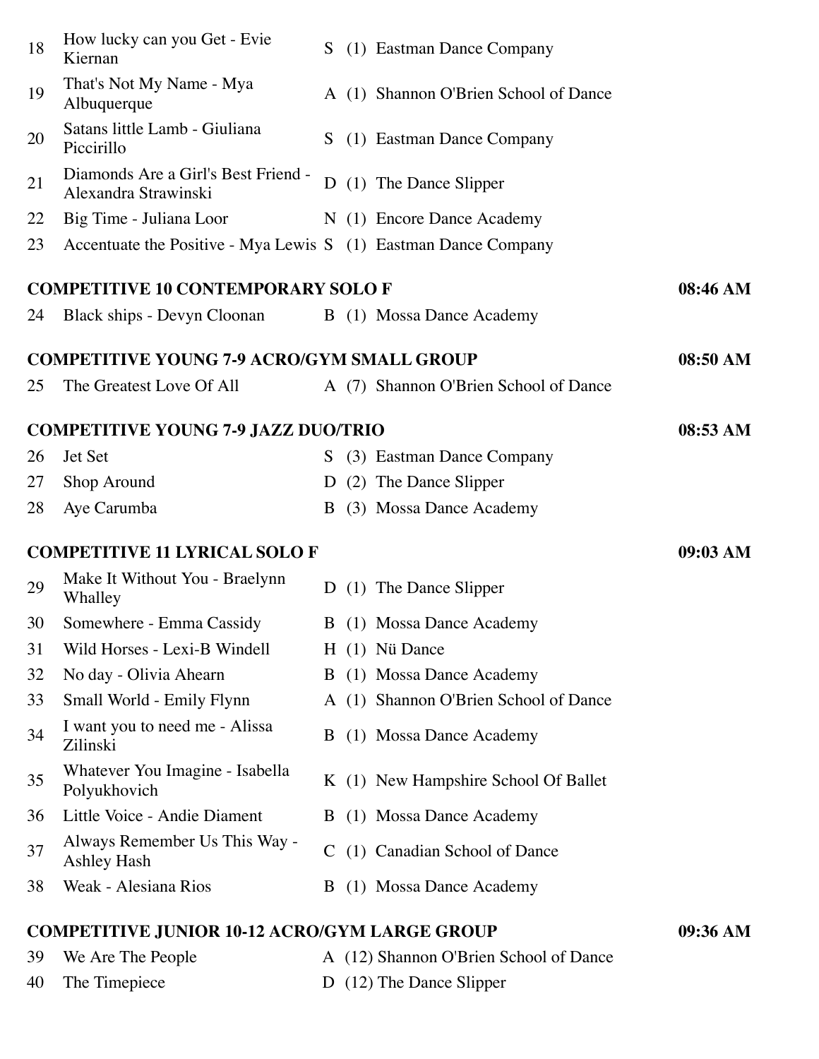| # | Routine | Code | Size | Studio |
|---|---|---|---|---|
| 18 | How lucky can you Get - Evie Kiernan | S | (1) | Eastman Dance Company |
| 19 | That's Not My Name - Mya Albuquerque | A | (1) | Shannon O'Brien School of Dance |
| 20 | Satans little Lamb - Giuliana Piccirillo | S | (1) | Eastman Dance Company |
| 21 | Diamonds Are a Girl's Best Friend - Alexandra Strawinski | D | (1) | The Dance Slipper |
| 22 | Big Time - Juliana Loor | N | (1) | Encore Dance Academy |
| 23 | Accentuate the Positive - Mya Lewis | S | (1) | Eastman Dance Company |

**COMPETITIVE 10 CONTEMPORARY SOLO F** — 08:46 AM

| # | Routine | Code | Size | Studio |
|---|---|---|---|---|
| 24 | Black ships - Devyn Cloonan | B | (1) | Mossa Dance Academy |

**COMPETITIVE YOUNG 7-9 ACRO/GYM SMALL GROUP** — 08:50 AM

| # | Routine | Code | Size | Studio |
|---|---|---|---|---|
| 25 | The Greatest Love Of All | A | (7) | Shannon O'Brien School of Dance |

**COMPETITIVE YOUNG 7-9 JAZZ DUO/TRIO** — 08:53 AM

| # | Routine | Code | Size | Studio |
|---|---|---|---|---|
| 26 | Jet Set | S | (3) | Eastman Dance Company |
| 27 | Shop Around | D | (2) | The Dance Slipper |
| 28 | Aye Carumba | B | (3) | Mossa Dance Academy |

**COMPETITIVE 11 LYRICAL SOLO F** — 09:03 AM

| # | Routine | Code | Size | Studio |
|---|---|---|---|---|
| 29 | Make It Without You - Braelynn Whalley | D | (1) | The Dance Slipper |
| 30 | Somewhere - Emma Cassidy | B | (1) | Mossa Dance Academy |
| 31 | Wild Horses - Lexi-B Windell | H | (1) | Nü Dance |
| 32 | No day - Olivia Ahearn | B | (1) | Mossa Dance Academy |
| 33 | Small World - Emily Flynn | A | (1) | Shannon O'Brien School of Dance |
| 34 | I want you to need me - Alissa Zilinski | B | (1) | Mossa Dance Academy |
| 35 | Whatever You Imagine - Isabella Polyukhovich | K | (1) | New Hampshire School Of Ballet |
| 36 | Little Voice - Andie Diament | B | (1) | Mossa Dance Academy |
| 37 | Always Remember Us This Way - Ashley Hash | C | (1) | Canadian School of Dance |
| 38 | Weak - Alesiana Rios | B | (1) | Mossa Dance Academy |

**COMPETITIVE JUNIOR 10-12 ACRO/GYM LARGE GROUP** — 09:36 AM

| # | Routine | Code | Size | Studio |
|---|---|---|---|---|
| 39 | We Are The People | A | (12) | Shannon O'Brien School of Dance |
| 40 | The Timepiece | D | (12) | The Dance Slipper |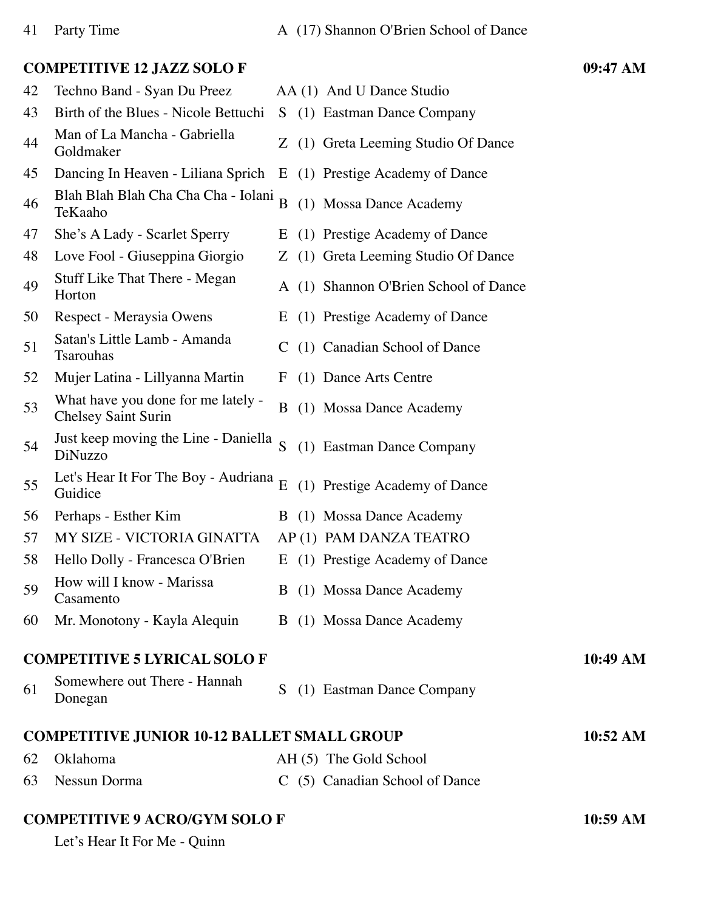| | | | |
|---|---|---|---|
| 41 | Party Time | A (17) Shannon O'Brien School of Dance | |

**COMPETITIVE 12 JAZZ SOLO F** — 09:47 AM

| | | | |
|---|---|---|---|
| 42 | Techno Band - Syan Du Preez | AA (1) | And U Dance Studio |
| 43 | Birth of the Blues - Nicole Bettuchi | S (1) | Eastman Dance Company |
| 44 | Man of La Mancha - Gabriella Goldmaker | Z (1) | Greta Leeming Studio Of Dance |
| 45 | Dancing In Heaven - Liliana Sprich | E (1) | Prestige Academy of Dance |
| 46 | Blah Blah Blah Cha Cha Cha - Iolani TeKaaho | B (1) | Mossa Dance Academy |
| 47 | She's A Lady - Scarlet Sperry | E (1) | Prestige Academy of Dance |
| 48 | Love Fool - Giuseppina Giorgio | Z (1) | Greta Leeming Studio Of Dance |
| 49 | Stuff Like That There - Megan Horton | A (1) | Shannon O'Brien School of Dance |
| 50 | Respect - Meraysia Owens | E (1) | Prestige Academy of Dance |
| 51 | Satan's Little Lamb - Amanda Tsarouhas | C (1) | Canadian School of Dance |
| 52 | Mujer Latina - Lillyanna Martin | F (1) | Dance Arts Centre |
| 53 | What have you done for me lately - Chelsey Saint Surin | B (1) | Mossa Dance Academy |
| 54 | Just keep moving the Line - Daniella DiNuzzo | S (1) | Eastman Dance Company |
| 55 | Let's Hear It For The Boy - Audriana Guidice | E (1) | Prestige Academy of Dance |
| 56 | Perhaps - Esther Kim | B (1) | Mossa Dance Academy |
| 57 | MY SIZE - VICTORIA GINATTA | AP (1) | PAM DANZA TEATRO |
| 58 | Hello Dolly - Francesca O'Brien | E (1) | Prestige Academy of Dance |
| 59 | How will I know - Marissa Casamento | B (1) | Mossa Dance Academy |
| 60 | Mr. Monotony - Kayla Alequin | B (1) | Mossa Dance Academy |

**COMPETITIVE 5 LYRICAL SOLO F** — 10:49 AM

| | | | |
|---|---|---|---|
| 61 | Somewhere out There - Hannah Donegan | S (1) | Eastman Dance Company |

**COMPETITIVE JUNIOR 10-12 BALLET SMALL GROUP** — 10:52 AM

| | | | |
|---|---|---|---|
| 62 | Oklahoma | AH (5) | The Gold School |
| 63 | Nessun Dorma | C (5) | Canadian School of Dance |

**COMPETITIVE 9 ACRO/GYM SOLO F** — 10:59 AM

Let's Hear It For Me - Quinn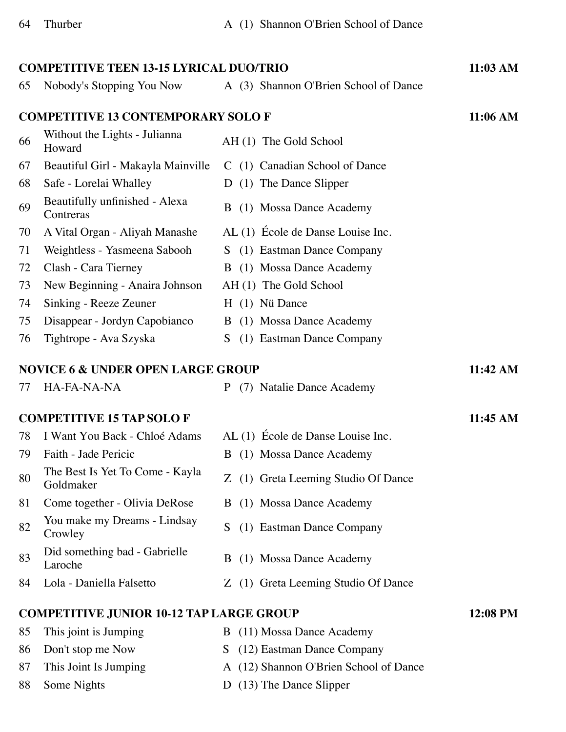| | | |
|---|---|---|
| 64 | Thurber | A (1) Shannon O'Brien School of Dance |

**COMPETITIVE TEEN 13-15 LYRICAL DUO/TRIO** — 11:03 AM

| | | |
|---|---|---|
| 65 | Nobody's Stopping You Now | A (3) Shannon O'Brien School of Dance |

**COMPETITIVE 13 CONTEMPORARY SOLO F** — 11:06 AM

| | | |
|---|---|---|
| 66 | Without the Lights - Julianna Howard | AH (1) The Gold School |
| 67 | Beautiful Girl - Makayla Mainville | C (1) Canadian School of Dance |
| 68 | Safe - Lorelai Whalley | D (1) The Dance Slipper |
| 69 | Beautifully unfinished - Alexa Contreras | B (1) Mossa Dance Academy |
| 70 | A Vital Organ - Aliyah Manashe | AL (1) École de Danse Louise Inc. |
| 71 | Weightless - Yasmeena Sabooh | S (1) Eastman Dance Company |
| 72 | Clash - Cara Tierney | B (1) Mossa Dance Academy |
| 73 | New Beginning - Anaira Johnson | AH (1) The Gold School |
| 74 | Sinking - Reeze Zeuner | H (1) Nü Dance |
| 75 | Disappear - Jordyn Capobianco | B (1) Mossa Dance Academy |
| 76 | Tightrope - Ava Szyska | S (1) Eastman Dance Company |

**NOVICE 6 & UNDER OPEN LARGE GROUP** — 11:42 AM

| | | |
|---|---|---|
| 77 | HA-FA-NA-NA | P (7) Natalie Dance Academy |

**COMPETITIVE 15 TAP SOLO F** — 11:45 AM

| | | |
|---|---|---|
| 78 | I Want You Back - Chloé Adams | AL (1) École de Danse Louise Inc. |
| 79 | Faith - Jade Pericic | B (1) Mossa Dance Academy |
| 80 | The Best Is Yet To Come - Kayla Goldmaker | Z (1) Greta Leeming Studio Of Dance |
| 81 | Come together - Olivia DeRose | B (1) Mossa Dance Academy |
| 82 | You make my Dreams - Lindsay Crowley | S (1) Eastman Dance Company |
| 83 | Did something bad - Gabrielle Laroche | B (1) Mossa Dance Academy |
| 84 | Lola - Daniella Falsetto | Z (1) Greta Leeming Studio Of Dance |

**COMPETITIVE JUNIOR 10-12 TAP LARGE GROUP** — 12:08 PM

| | | |
|---|---|---|
| 85 | This joint is Jumping | B (11) Mossa Dance Academy |
| 86 | Don't stop me Now | S (12) Eastman Dance Company |
| 87 | This Joint Is Jumping | A (12) Shannon O'Brien School of Dance |
| 88 | Some Nights | D (13) The Dance Slipper |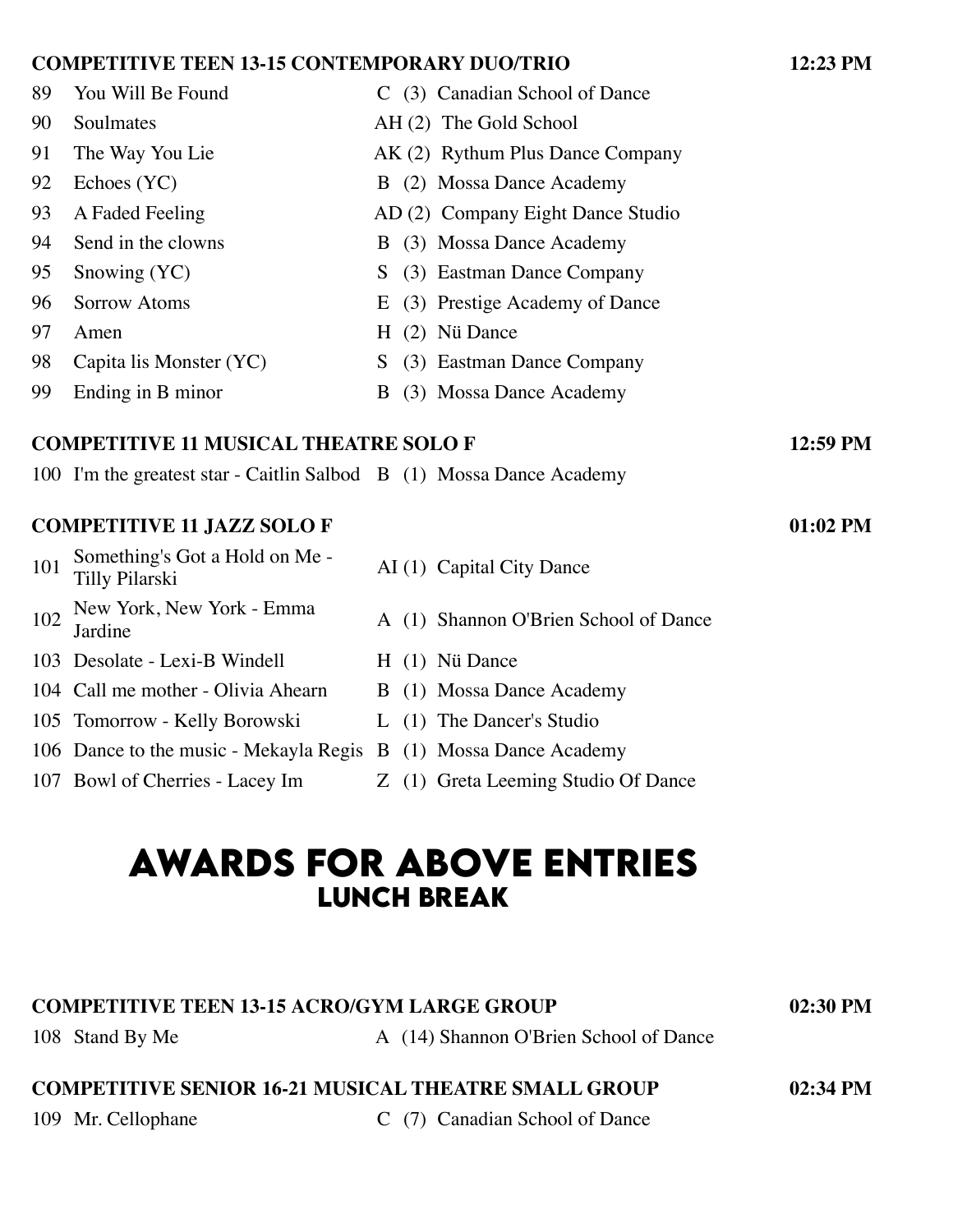**COMPETITIVE TEEN 13-15 CONTEMPORARY DUO/TRIO** **12:23 PM**

| | | | |
|---|---|---|---|
| 89 | You Will Be Found | C (3) | Canadian School of Dance |
| 90 | Soulmates | AH (2) | The Gold School |
| 91 | The Way You Lie | AK (2) | Rythum Plus Dance Company |
| 92 | Echoes (YC) | B (2) | Mossa Dance Academy |
| 93 | A Faded Feeling | AD (2) | Company Eight Dance Studio |
| 94 | Send in the clowns | B (3) | Mossa Dance Academy |
| 95 | Snowing (YC) | S (3) | Eastman Dance Company |
| 96 | Sorrow Atoms | E (3) | Prestige Academy of Dance |
| 97 | Amen | H (2) | Nü Dance |
| 98 | Capita lis Monster (YC) | S (3) | Eastman Dance Company |
| 99 | Ending in B minor | B (3) | Mossa Dance Academy |

**COMPETITIVE 11 MUSICAL THEATRE SOLO F** **12:59 PM**

| | | | |
|---|---|---|---|
| 100 | I'm the greatest star - Caitlin Salbod | B (1) | Mossa Dance Academy |

**COMPETITIVE 11 JAZZ SOLO F** **01:02 PM**

| | | | |
|---|---|---|---|
| 101 | Something's Got a Hold on Me - Tilly Pilarski | AI (1) | Capital City Dance |
| 102 | New York, New York - Emma Jardine | A (1) | Shannon O'Brien School of Dance |
| 103 | Desolate - Lexi-B Windell | H (1) | Nü Dance |
| 104 | Call me mother - Olivia Ahearn | B (1) | Mossa Dance Academy |
| 105 | Tomorrow - Kelly Borowski | L (1) | The Dancer's Studio |
| 106 | Dance to the music - Mekayla Regis | B (1) | Mossa Dance Academy |
| 107 | Bowl of Cherries - Lacey Im | Z (1) | Greta Leeming Studio Of Dance |

# AWARDS FOR ABOVE ENTRIES
## LUNCH BREAK

**COMPETITIVE TEEN 13-15 ACRO/GYM LARGE GROUP** **02:30 PM**

| | | | |
|---|---|---|---|
| 108 | Stand By Me | A (14) | Shannon O'Brien School of Dance |

**COMPETITIVE SENIOR 16-21 MUSICAL THEATRE SMALL GROUP** **02:34 PM**

| | | | |
|---|---|---|---|
| 109 | Mr. Cellophane | C (7) | Canadian School of Dance |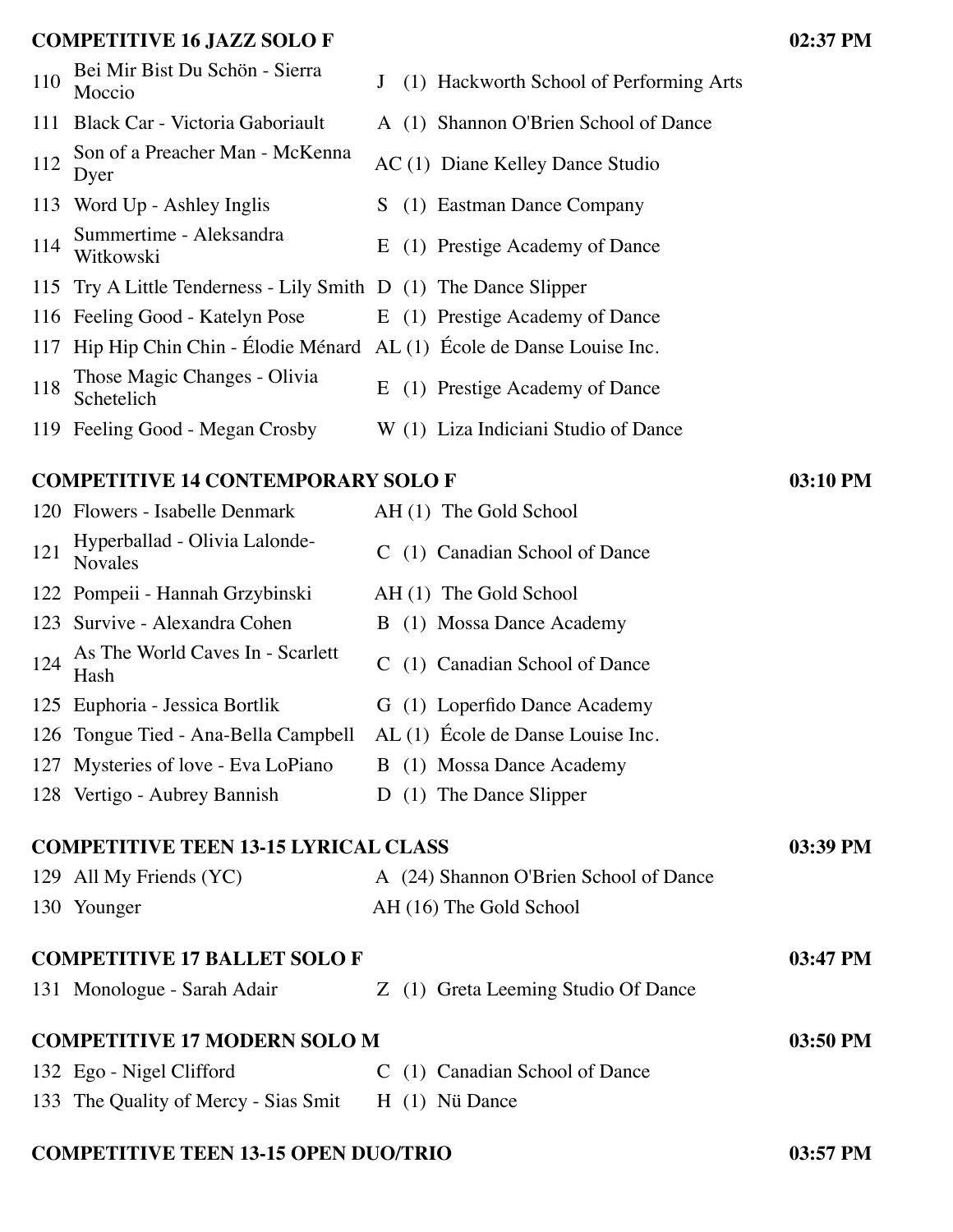**COMPETITIVE 16 JAZZ SOLO F** — 02:37 PM

| # | Entry | Code | Studio |
|---|---|---|---|
| 110 | Bei Mir Bist Du Schön - Sierra Moccio | J (1) | Hackworth School of Performing Arts |
| 111 | Black Car - Victoria Gaboriault | A (1) | Shannon O'Brien School of Dance |
| 112 | Son of a Preacher Man - McKenna Dyer | AC (1) | Diane Kelley Dance Studio |
| 113 | Word Up - Ashley Inglis | S (1) | Eastman Dance Company |
| 114 | Summertime - Aleksandra Witkowski | E (1) | Prestige Academy of Dance |
| 115 | Try A Little Tenderness - Lily Smith | D (1) | The Dance Slipper |
| 116 | Feeling Good - Katelyn Pose | E (1) | Prestige Academy of Dance |
| 117 | Hip Hip Chin Chin - Élodie Ménard | AL (1) | École de Danse Louise Inc. |
| 118 | Those Magic Changes - Olivia Schetelich | E (1) | Prestige Academy of Dance |
| 119 | Feeling Good - Megan Crosby | W (1) | Liza Indiciani Studio of Dance |

**COMPETITIVE 14 CONTEMPORARY SOLO F** — 03:10 PM

| # | Entry | Code | Studio |
|---|---|---|---|
| 120 | Flowers - Isabelle Denmark | AH (1) | The Gold School |
| 121 | Hyperballad - Olivia Lalonde-Novales | C (1) | Canadian School of Dance |
| 122 | Pompeii - Hannah Grzybinski | AH (1) | The Gold School |
| 123 | Survive - Alexandra Cohen | B (1) | Mossa Dance Academy |
| 124 | As The World Caves In - Scarlett Hash | C (1) | Canadian School of Dance |
| 125 | Euphoria - Jessica Bortlik | G (1) | Loperfido Dance Academy |
| 126 | Tongue Tied - Ana-Bella Campbell | AL (1) | École de Danse Louise Inc. |
| 127 | Mysteries of love - Eva LoPiano | B (1) | Mossa Dance Academy |
| 128 | Vertigo - Aubrey Bannish | D (1) | The Dance Slipper |

**COMPETITIVE TEEN 13-15 LYRICAL CLASS** — 03:39 PM

| # | Entry | Code | Studio |
|---|---|---|---|
| 129 | All My Friends (YC) | A (24) | Shannon O'Brien School of Dance |
| 130 | Younger | AH (16) | The Gold School |

**COMPETITIVE 17 BALLET SOLO F** — 03:47 PM

| # | Entry | Code | Studio |
|---|---|---|---|
| 131 | Monologue - Sarah Adair | Z (1) | Greta Leeming Studio Of Dance |

**COMPETITIVE 17 MODERN SOLO M** — 03:50 PM

| # | Entry | Code | Studio |
|---|---|---|---|
| 132 | Ego - Nigel Clifford | C (1) | Canadian School of Dance |
| 133 | The Quality of Mercy - Sias Smit | H (1) | Nü Dance |

**COMPETITIVE TEEN 13-15 OPEN DUO/TRIO** — 03:57 PM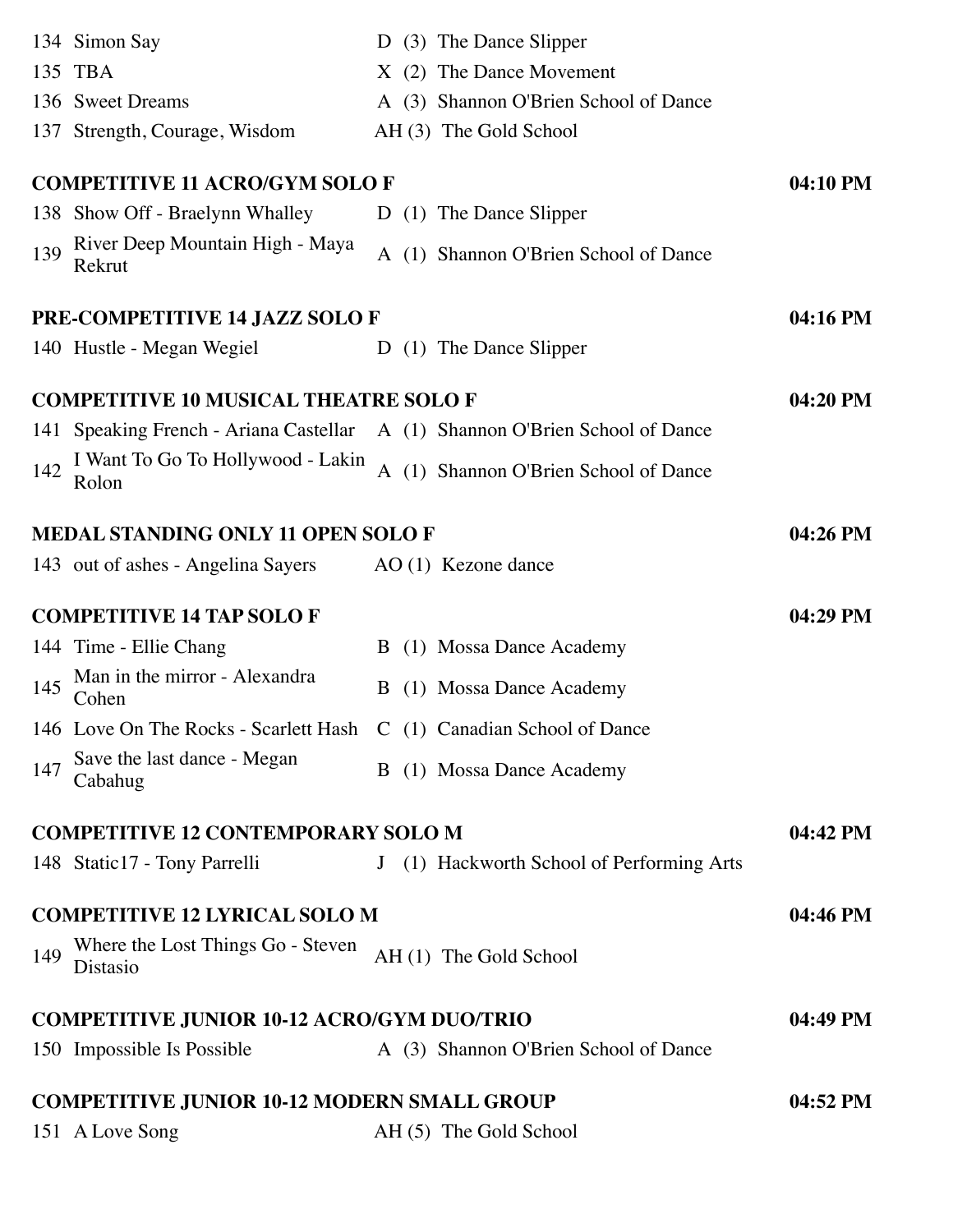| # | Title | Code | School | Time |
|---|---|---|---|---|
| 134 | Simon Say | D (3) | The Dance Slipper | |
| 135 | TBA | X (2) | The Dance Movement | |
| 136 | Sweet Dreams | A (3) | Shannon O'Brien School of Dance | |
| 137 | Strength, Courage, Wisdom | AH (3) | The Gold School | |

**COMPETITIVE 11 ACRO/GYM SOLO F** — **04:10 PM**

| # | Title | Code | School |
|---|---|---|---|
| 138 | Show Off - Braelynn Whalley | D (1) | The Dance Slipper |
| 139 | River Deep Mountain High - Maya Rekrut | A (1) | Shannon O'Brien School of Dance |

**PRE-COMPETITIVE 14 JAZZ SOLO F** — **04:16 PM**

| # | Title | Code | School |
|---|---|---|---|
| 140 | Hustle - Megan Wegiel | D (1) | The Dance Slipper |

**COMPETITIVE 10 MUSICAL THEATRE SOLO F** — **04:20 PM**

| # | Title | Code | School |
|---|---|---|---|
| 141 | Speaking French - Ariana Castellar | A (1) | Shannon O'Brien School of Dance |
| 142 | I Want To Go To Hollywood - Lakin Rolon | A (1) | Shannon O'Brien School of Dance |

**MEDAL STANDING ONLY 11 OPEN SOLO F** — **04:26 PM**

| # | Title | Code | School |
|---|---|---|---|
| 143 | out of ashes - Angelina Sayers | AO (1) | Kezone dance |

**COMPETITIVE 14 TAP SOLO F** — **04:29 PM**

| # | Title | Code | School |
|---|---|---|---|
| 144 | Time - Ellie Chang | B (1) | Mossa Dance Academy |
| 145 | Man in the mirror - Alexandra Cohen | B (1) | Mossa Dance Academy |
| 146 | Love On The Rocks - Scarlett Hash | C (1) | Canadian School of Dance |
| 147 | Save the last dance - Megan Cabahug | B (1) | Mossa Dance Academy |

**COMPETITIVE 12 CONTEMPORARY SOLO M** — **04:42 PM**

| # | Title | Code | School |
|---|---|---|---|
| 148 | Static17 - Tony Parrelli | J (1) | Hackworth School of Performing Arts |

**COMPETITIVE 12 LYRICAL SOLO M** — **04:46 PM**

| # | Title | Code | School |
|---|---|---|---|
| 149 | Where the Lost Things Go - Steven Distasio | AH (1) | The Gold School |

**COMPETITIVE JUNIOR 10-12 ACRO/GYM DUO/TRIO** — **04:49 PM**

| # | Title | Code | School |
|---|---|---|---|
| 150 | Impossible Is Possible | A (3) | Shannon O'Brien School of Dance |

**COMPETITIVE JUNIOR 10-12 MODERN SMALL GROUP** — **04:52 PM**

| # | Title | Code | School |
|---|---|---|---|
| 151 | A Love Song | AH (5) | The Gold School |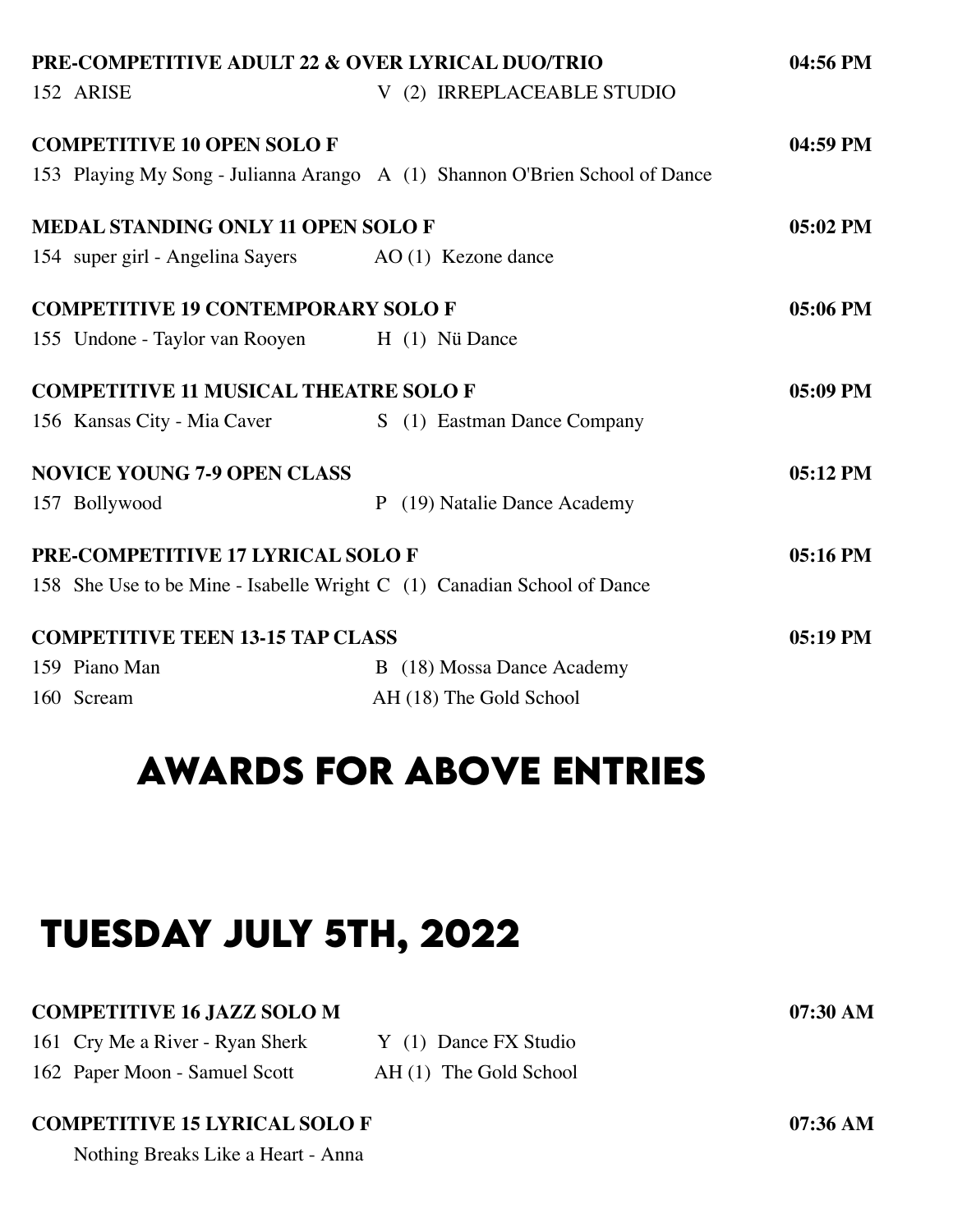**PRE-COMPETITIVE ADULT 22 & OVER LYRICAL DUO/TRIO** 04:56 PM

152 ARISE — V (2) IRREPLACEABLE STUDIO

**COMPETITIVE 10 OPEN SOLO F** 04:59 PM

153 Playing My Song - Julianna Arango — A (1) Shannon O'Brien School of Dance

**MEDAL STANDING ONLY 11 OPEN SOLO F** 05:02 PM

154 super girl - Angelina Sayers — AO (1) Kezone dance

**COMPETITIVE 19 CONTEMPORARY SOLO F** 05:06 PM

155 Undone - Taylor van Rooyen — H (1) Nü Dance

**COMPETITIVE 11 MUSICAL THEATRE SOLO F** 05:09 PM

156 Kansas City - Mia Caver — S (1) Eastman Dance Company

**NOVICE YOUNG 7-9 OPEN CLASS** 05:12 PM

157 Bollywood — P (19) Natalie Dance Academy

**PRE-COMPETITIVE 17 LYRICAL SOLO F** 05:16 PM

158 She Use to be Mine - Isabelle Wright — C (1) Canadian School of Dance

**COMPETITIVE TEEN 13-15 TAP CLASS** 05:19 PM

159 Piano Man — B (18) Mossa Dance Academy

160 Scream — AH (18) The Gold School

## AWARDS FOR ABOVE ENTRIES

# TUESDAY JULY 5TH, 2022

**COMPETITIVE 16 JAZZ SOLO M** 07:30 AM

161 Cry Me a River - Ryan Sherk — Y (1) Dance FX Studio

162 Paper Moon - Samuel Scott — AH (1) The Gold School

**COMPETITIVE 15 LYRICAL SOLO F** 07:36 AM

Nothing Breaks Like a Heart - Anna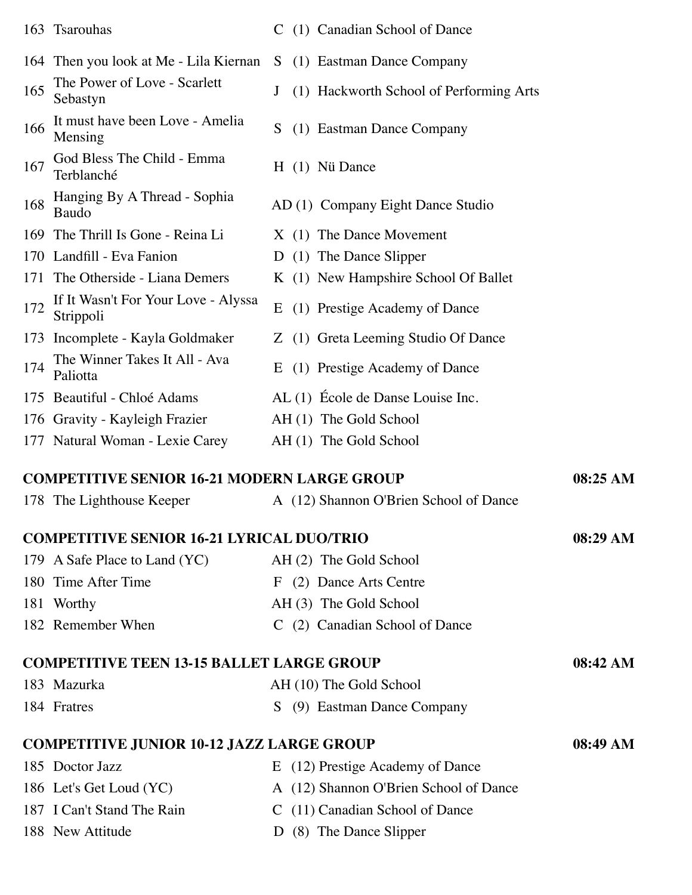| | | | | |
|---|---|---|---|---|
| 163 | Tsarouhas | C | (1) | Canadian School of Dance |
| 164 | Then you look at Me - Lila Kiernan | S | (1) | Eastman Dance Company |
| 165 | The Power of Love - Scarlett Sebastyn | J | (1) | Hackworth School of Performing Arts |
| 166 | It must have been Love - Amelia Mensing | S | (1) | Eastman Dance Company |
| 167 | God Bless The Child - Emma Terblanché | H | (1) | Nü Dance |
| 168 | Hanging By A Thread - Sophia Baudo | AD | (1) | Company Eight Dance Studio |
| 169 | The Thrill Is Gone - Reina Li | X | (1) | The Dance Movement |
| 170 | Landfill - Eva Fanion | D | (1) | The Dance Slipper |
| 171 | The Otherside - Liana Demers | K | (1) | New Hampshire School Of Ballet |
| 172 | If It Wasn't For Your Love - Alyssa Strippoli | E | (1) | Prestige Academy of Dance |
| 173 | Incomplete - Kayla Goldmaker | Z | (1) | Greta Leeming Studio Of Dance |
| 174 | The Winner Takes It All - Ava Paliotta | E | (1) | Prestige Academy of Dance |
| 175 | Beautiful - Chloé Adams | AL | (1) | École de Danse Louise Inc. |
| 176 | Gravity - Kayleigh Frazier | AH | (1) | The Gold School |
| 177 | Natural Woman - Lexie Carey | AH | (1) | The Gold School |

**COMPETITIVE SENIOR 16-21 MODERN LARGE GROUP** — 08:25 AM

| | | | | |
|---|---|---|---|---|
| 178 | The Lighthouse Keeper | A | (12) | Shannon O'Brien School of Dance |

**COMPETITIVE SENIOR 16-21 LYRICAL DUO/TRIO** — 08:29 AM

| | | | | |
|---|---|---|---|---|
| 179 | A Safe Place to Land (YC) | AH | (2) | The Gold School |
| 180 | Time After Time | F | (2) | Dance Arts Centre |
| 181 | Worthy | AH | (3) | The Gold School |
| 182 | Remember When | C | (2) | Canadian School of Dance |

**COMPETITIVE TEEN 13-15 BALLET LARGE GROUP** — 08:42 AM

| | | | | |
|---|---|---|---|---|
| 183 | Mazurka | AH | (10) | The Gold School |
| 184 | Fratres | S | (9) | Eastman Dance Company |

**COMPETITIVE JUNIOR 10-12 JAZZ LARGE GROUP** — 08:49 AM

| | | | | |
|---|---|---|---|---|
| 185 | Doctor Jazz | E | (12) | Prestige Academy of Dance |
| 186 | Let's Get Loud (YC) | A | (12) | Shannon O'Brien School of Dance |
| 187 | I Can't Stand The Rain | C | (11) | Canadian School of Dance |
| 188 | New Attitude | D | (8) | The Dance Slipper |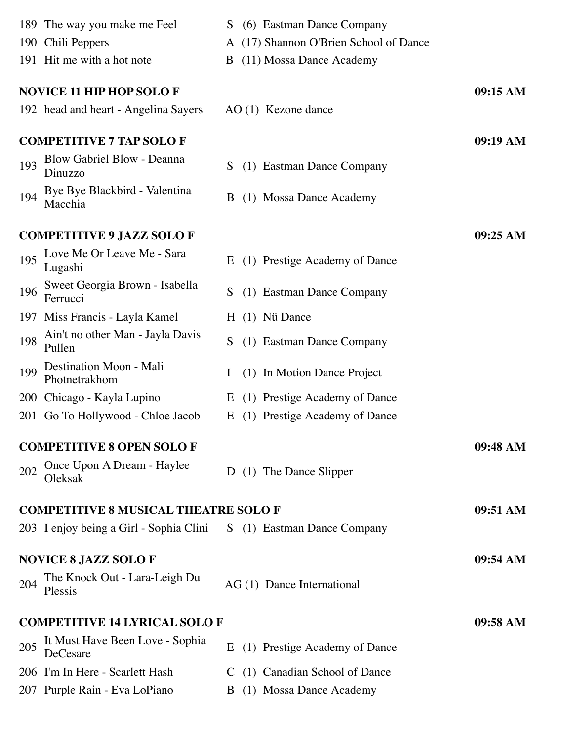| | | | |
|---|---|---|---|
| 189 | The way you make me Feel | S (6) Eastman Dance Company | |
| 190 | Chili Peppers | A (17) Shannon O'Brien School of Dance | |
| 191 | Hit me with a hot note | B (11) Mossa Dance Academy | |

**NOVICE 11 HIP HOP SOLO F** — 09:15 AM

| | | |
|---|---|---|
| 192 | head and heart - Angelina Sayers | AO (1) Kezone dance |

**COMPETITIVE 7 TAP SOLO F** — 09:19 AM

| | | |
|---|---|---|
| 193 | Blow Gabriel Blow - Deanna Dinuzzo | S (1) Eastman Dance Company |
| 194 | Bye Bye Blackbird - Valentina Macchia | B (1) Mossa Dance Academy |

**COMPETITIVE 9 JAZZ SOLO F** — 09:25 AM

| | | |
|---|---|---|
| 195 | Love Me Or Leave Me - Sara Lugashi | E (1) Prestige Academy of Dance |
| 196 | Sweet Georgia Brown - Isabella Ferrucci | S (1) Eastman Dance Company |
| 197 | Miss Francis - Layla Kamel | H (1) Nü Dance |
| 198 | Ain't no other Man - Jayla Davis Pullen | S (1) Eastman Dance Company |
| 199 | Destination Moon - Mali Photnetrakhom | I (1) In Motion Dance Project |
| 200 | Chicago - Kayla Lupino | E (1) Prestige Academy of Dance |
| 201 | Go To Hollywood - Chloe Jacob | E (1) Prestige Academy of Dance |

**COMPETITIVE 8 OPEN SOLO F** — 09:48 AM

| | | |
|---|---|---|
| 202 | Once Upon A Dream - Haylee Oleksak | D (1) The Dance Slipper |

**COMPETITIVE 8 MUSICAL THEATRE SOLO F** — 09:51 AM

| | | |
|---|---|---|
| 203 | I enjoy being a Girl - Sophia Clini | S (1) Eastman Dance Company |

**NOVICE 8 JAZZ SOLO F** — 09:54 AM

| | | |
|---|---|---|
| 204 | The Knock Out - Lara-Leigh Du Plessis | AG (1) Dance International |

**COMPETITIVE 14 LYRICAL SOLO F** — 09:58 AM

| | | |
|---|---|---|
| 205 | It Must Have Been Love - Sophia DeCesare | E (1) Prestige Academy of Dance |
| 206 | I'm In Here - Scarlett Hash | C (1) Canadian School of Dance |
| 207 | Purple Rain - Eva LoPiano | B (1) Mossa Dance Academy |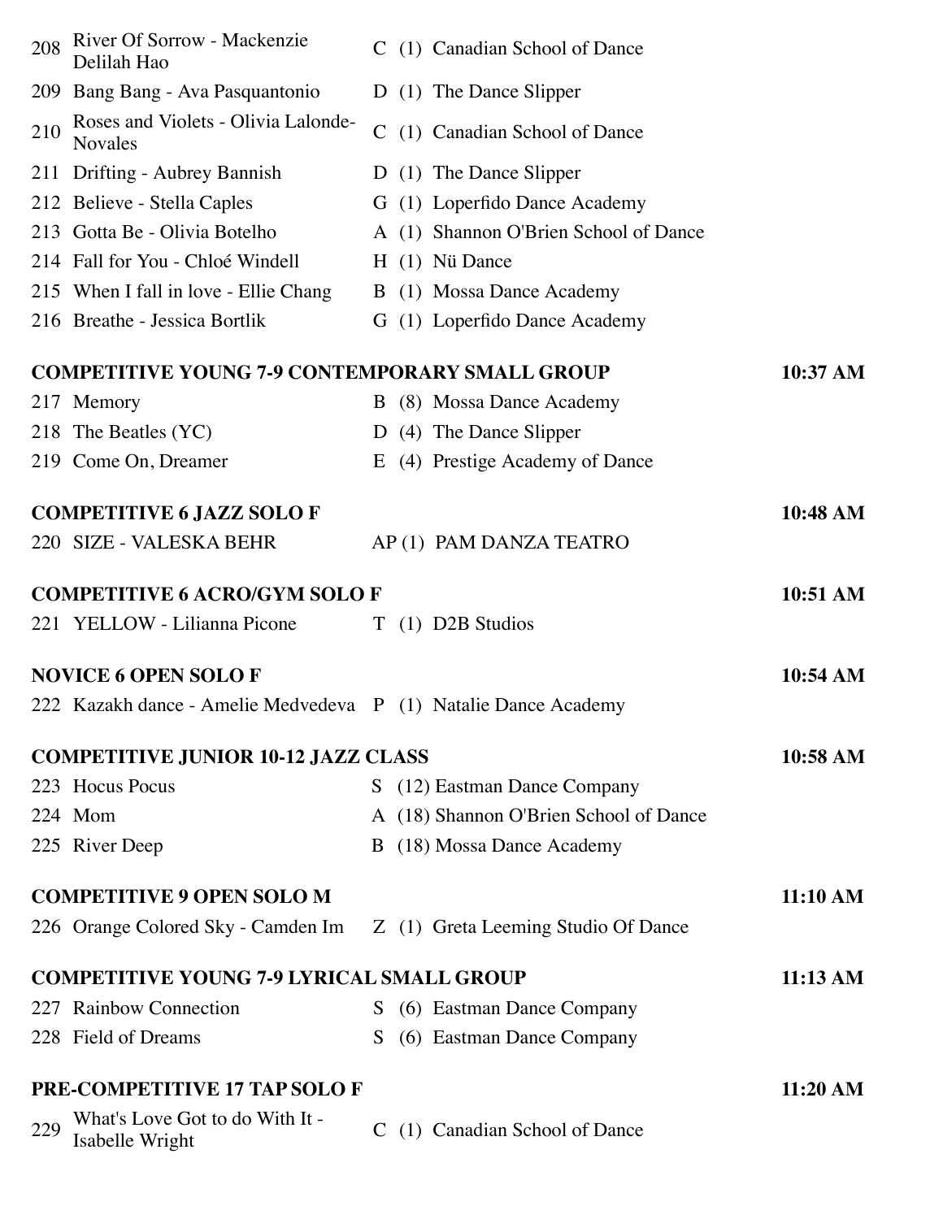| | | | | |
|---|---|---|---|---|
| 208 | River Of Sorrow - Mackenzie Delilah Hao | C | (1) | Canadian School of Dance |
| 209 | Bang Bang - Ava Pasquantonio | D | (1) | The Dance Slipper |
| 210 | Roses and Violets - Olivia Lalonde-Novales | C | (1) | Canadian School of Dance |
| 211 | Drifting - Aubrey Bannish | D | (1) | The Dance Slipper |
| 212 | Believe - Stella Caples | G | (1) | Loperfido Dance Academy |
| 213 | Gotta Be - Olivia Botelho | A | (1) | Shannon O'Brien School of Dance |
| 214 | Fall for You - Chloé Windell | H | (1) | Nü Dance |
| 215 | When I fall in love - Ellie Chang | B | (1) | Mossa Dance Academy |
| 216 | Breathe - Jessica Bortlik | G | (1) | Loperfido Dance Academy |

**COMPETITIVE YOUNG 7-9 CONTEMPORARY SMALL GROUP** — 10:37 AM

| | | | | |
|---|---|---|---|---|
| 217 | Memory | B | (8) | Mossa Dance Academy |
| 218 | The Beatles (YC) | D | (4) | The Dance Slipper |
| 219 | Come On, Dreamer | E | (4) | Prestige Academy of Dance |

**COMPETITIVE 6 JAZZ SOLO F** — 10:48 AM

| | | | | |
|---|---|---|---|---|
| 220 | SIZE - VALESKA BEHR | AP | (1) | PAM DANZA TEATRO |

**COMPETITIVE 6 ACRO/GYM SOLO F** — 10:51 AM

| | | | | |
|---|---|---|---|---|
| 221 | YELLOW - Lilianna Picone | T | (1) | D2B Studios |

**NOVICE 6 OPEN SOLO F** — 10:54 AM

| | | | | |
|---|---|---|---|---|
| 222 | Kazakh dance - Amelie Medvedeva | P | (1) | Natalie Dance Academy |

**COMPETITIVE JUNIOR 10-12 JAZZ CLASS** — 10:58 AM

| | | | | |
|---|---|---|---|---|
| 223 | Hocus Pocus | S | (12) | Eastman Dance Company |
| 224 | Mom | A | (18) | Shannon O'Brien School of Dance |
| 225 | River Deep | B | (18) | Mossa Dance Academy |

**COMPETITIVE 9 OPEN SOLO M** — 11:10 AM

| | | | | |
|---|---|---|---|---|
| 226 | Orange Colored Sky - Camden Im | Z | (1) | Greta Leeming Studio Of Dance |

**COMPETITIVE YOUNG 7-9 LYRICAL SMALL GROUP** — 11:13 AM

| | | | | |
|---|---|---|---|---|
| 227 | Rainbow Connection | S | (6) | Eastman Dance Company |
| 228 | Field of Dreams | S | (6) | Eastman Dance Company |

**PRE-COMPETITIVE 17 TAP SOLO F** — 11:20 AM

| | | | | |
|---|---|---|---|---|
| 229 | What's Love Got to do With It - Isabelle Wright | C | (1) | Canadian School of Dance |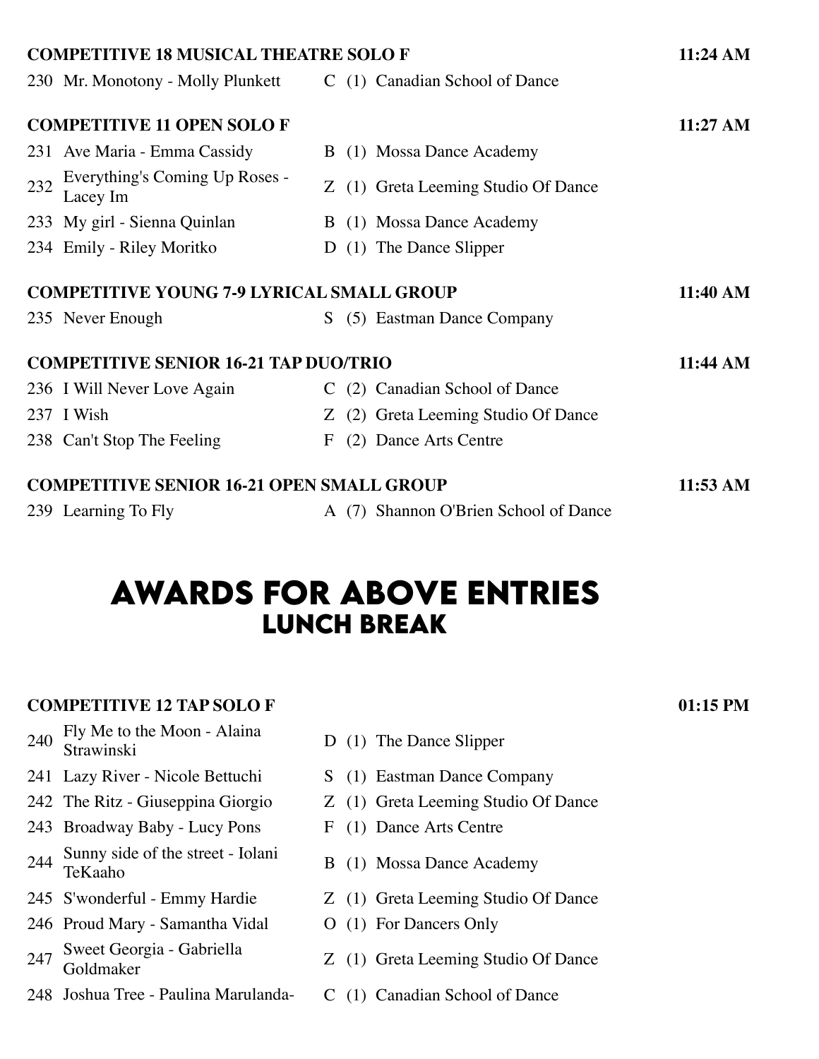**COMPETITIVE 18 MUSICAL THEATRE SOLO F** — 11:24 AM

| # | Entry | Code | Studio |
|---|---|---|---|
| 230 | Mr. Monotony - Molly Plunkett | C (1) | Canadian School of Dance |

**COMPETITIVE 11 OPEN SOLO F** — 11:27 AM

| # | Entry | Code | Studio |
|---|---|---|---|
| 231 | Ave Maria - Emma Cassidy | B (1) | Mossa Dance Academy |
| 232 | Everything's Coming Up Roses - Lacey Im | Z (1) | Greta Leeming Studio Of Dance |
| 233 | My girl - Sienna Quinlan | B (1) | Mossa Dance Academy |
| 234 | Emily - Riley Moritko | D (1) | The Dance Slipper |

**COMPETITIVE YOUNG 7-9 LYRICAL SMALL GROUP** — 11:40 AM

| # | Entry | Code | Studio |
|---|---|---|---|
| 235 | Never Enough | S (5) | Eastman Dance Company |

**COMPETITIVE SENIOR 16-21 TAP DUO/TRIO** — 11:44 AM

| # | Entry | Code | Studio |
|---|---|---|---|
| 236 | I Will Never Love Again | C (2) | Canadian School of Dance |
| 237 | I Wish | Z (2) | Greta Leeming Studio Of Dance |
| 238 | Can't Stop The Feeling | F (2) | Dance Arts Centre |

**COMPETITIVE SENIOR 16-21 OPEN SMALL GROUP** — 11:53 AM

| # | Entry | Code | Studio |
|---|---|---|---|
| 239 | Learning To Fly | A (7) | Shannon O'Brien School of Dance |

## AWARDS FOR ABOVE ENTRIES

### LUNCH BREAK

**COMPETITIVE 12 TAP SOLO F** — 01:15 PM

| # | Entry | Code | Studio |
|---|---|---|---|
| 240 | Fly Me to the Moon - Alaina Strawinski | D (1) | The Dance Slipper |
| 241 | Lazy River - Nicole Bettuchi | S (1) | Eastman Dance Company |
| 242 | The Ritz - Giuseppina Giorgio | Z (1) | Greta Leeming Studio Of Dance |
| 243 | Broadway Baby - Lucy Pons | F (1) | Dance Arts Centre |
| 244 | Sunny side of the street - Iolani TeKaaho | B (1) | Mossa Dance Academy |
| 245 | S'wonderful - Emmy Hardie | Z (1) | Greta Leeming Studio Of Dance |
| 246 | Proud Mary - Samantha Vidal | O (1) | For Dancers Only |
| 247 | Sweet Georgia - Gabriella Goldmaker | Z (1) | Greta Leeming Studio Of Dance |
| 248 | Joshua Tree - Paulina Marulanda- | C (1) | Canadian School of Dance |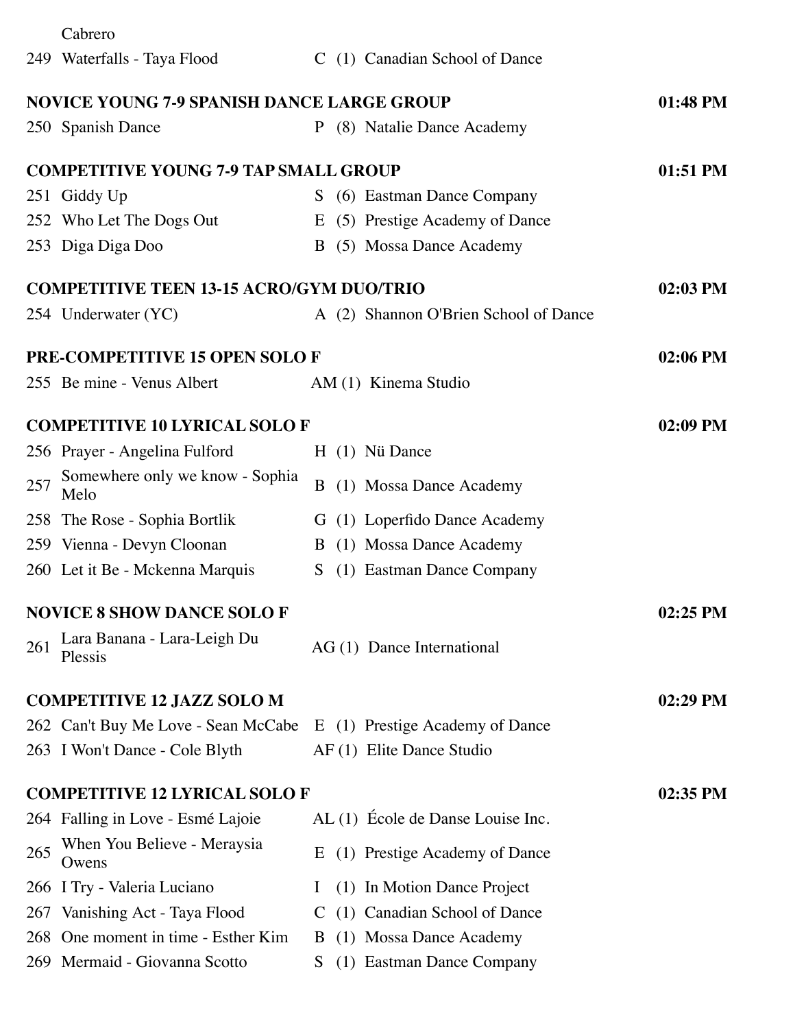Cabrero

| | | | | |
|---|---|---|---|---|
| 249 | Waterfalls - Taya Flood | C | (1) | Canadian School of Dance |

**NOVICE YOUNG 7-9 SPANISH DANCE LARGE GROUP** — **01:48 PM**

| | | | | |
|---|---|---|---|---|
| 250 | Spanish Dance | P | (8) | Natalie Dance Academy |

**COMPETITIVE YOUNG 7-9 TAP SMALL GROUP** — **01:51 PM**

| | | | | |
|---|---|---|---|---|
| 251 | Giddy Up | S | (6) | Eastman Dance Company |
| 252 | Who Let The Dogs Out | E | (5) | Prestige Academy of Dance |
| 253 | Diga Diga Doo | B | (5) | Mossa Dance Academy |

**COMPETITIVE TEEN 13-15 ACRO/GYM DUO/TRIO** — **02:03 PM**

| | | | | |
|---|---|---|---|---|
| 254 | Underwater (YC) | A | (2) | Shannon O'Brien School of Dance |

**PRE-COMPETITIVE 15 OPEN SOLO F** — **02:06 PM**

| | | | | |
|---|---|---|---|---|
| 255 | Be mine - Venus Albert | AM | (1) | Kinema Studio |

**COMPETITIVE 10 LYRICAL SOLO F** — **02:09 PM**

| | | | | |
|---|---|---|---|---|
| 256 | Prayer - Angelina Fulford | H | (1) | Nü Dance |
| 257 | Somewhere only we know - Sophia Melo | B | (1) | Mossa Dance Academy |
| 258 | The Rose - Sophia Bortlik | G | (1) | Loperfido Dance Academy |
| 259 | Vienna - Devyn Cloonan | B | (1) | Mossa Dance Academy |
| 260 | Let it Be - Mckenna Marquis | S | (1) | Eastman Dance Company |

**NOVICE 8 SHOW DANCE SOLO F** — **02:25 PM**

| | | | | |
|---|---|---|---|---|
| 261 | Lara Banana - Lara-Leigh Du Plessis | AG | (1) | Dance International |

**COMPETITIVE 12 JAZZ SOLO M** — **02:29 PM**

| | | | | |
|---|---|---|---|---|
| 262 | Can't Buy Me Love - Sean McCabe | E | (1) | Prestige Academy of Dance |
| 263 | I Won't Dance - Cole Blyth | AF | (1) | Elite Dance Studio |

**COMPETITIVE 12 LYRICAL SOLO F** — **02:35 PM**

| | | | | |
|---|---|---|---|---|
| 264 | Falling in Love - Esmé Lajoie | AL | (1) | École de Danse Louise Inc. |
| 265 | When You Believe - Meraysia Owens | E | (1) | Prestige Academy of Dance |
| 266 | I Try - Valeria Luciano | I | (1) | In Motion Dance Project |
| 267 | Vanishing Act - Taya Flood | C | (1) | Canadian School of Dance |
| 268 | One moment in time - Esther Kim | B | (1) | Mossa Dance Academy |
| 269 | Mermaid - Giovanna Scotto | S | (1) | Eastman Dance Company |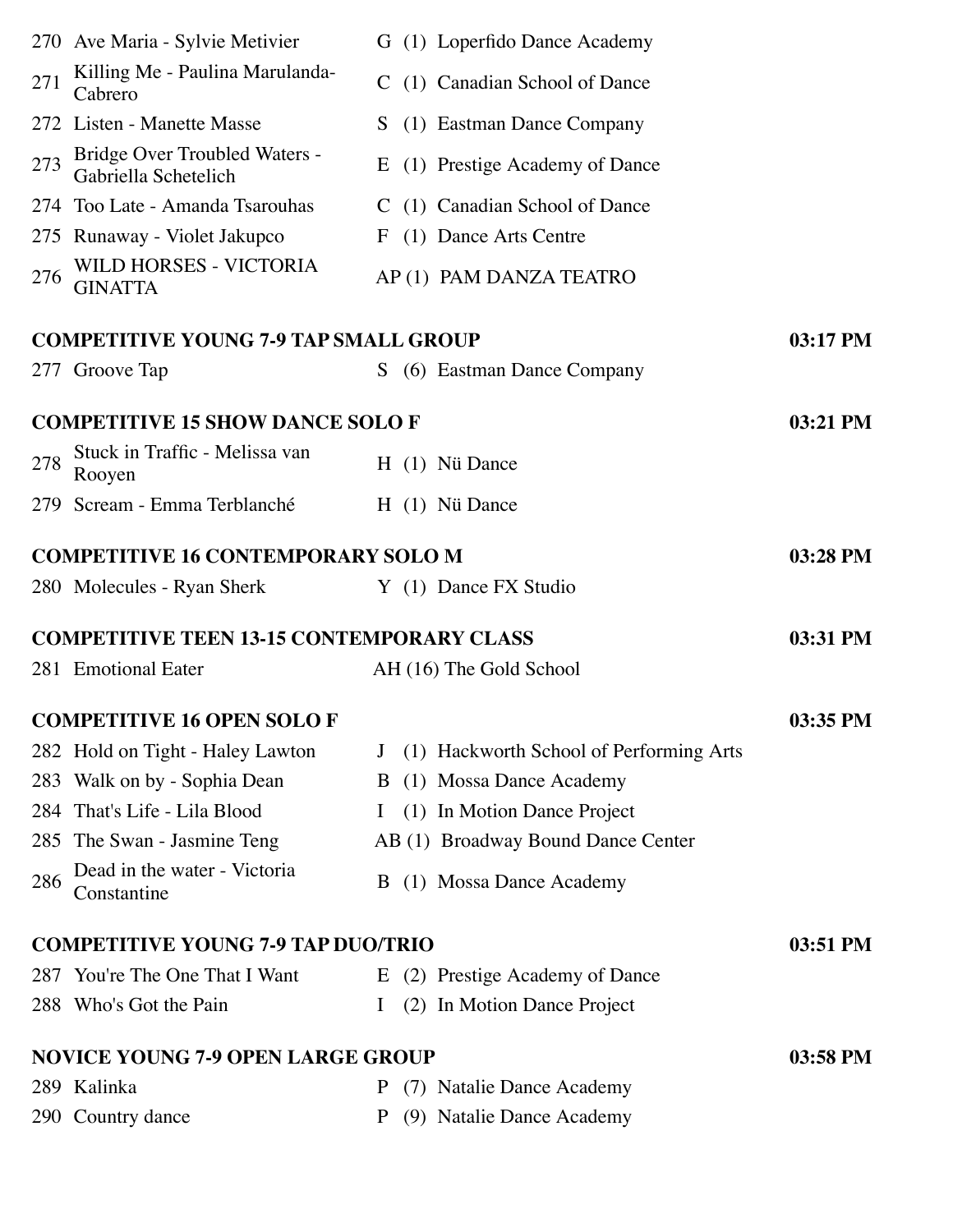| # | Entry | Level | Studio |
|---|---|---|---|
| 270 | Ave Maria - Sylvie Metivier | G (1) | Loperfido Dance Academy |
| 271 | Killing Me - Paulina Marulanda-Cabrero | C (1) | Canadian School of Dance |
| 272 | Listen - Manette Masse | S (1) | Eastman Dance Company |
| 273 | Bridge Over Troubled Waters - Gabriella Schetelich | E (1) | Prestige Academy of Dance |
| 274 | Too Late - Amanda Tsarouhas | C (1) | Canadian School of Dance |
| 275 | Runaway - Violet Jakupco | F (1) | Dance Arts Centre |
| 276 | WILD HORSES - VICTORIA GINATTA | AP (1) | PAM DANZA TEATRO |

**COMPETITIVE YOUNG 7-9 TAP SMALL GROUP** — 03:17 PM

| # | Entry | Level | Studio |
|---|---|---|---|
| 277 | Groove Tap | S (6) | Eastman Dance Company |

**COMPETITIVE 15 SHOW DANCE SOLO F** — 03:21 PM

| # | Entry | Level | Studio |
|---|---|---|---|
| 278 | Stuck in Traffic - Melissa van Rooyen | H (1) | Nü Dance |
| 279 | Scream - Emma Terblanché | H (1) | Nü Dance |

**COMPETITIVE 16 CONTEMPORARY SOLO M** — 03:28 PM

| # | Entry | Level | Studio |
|---|---|---|---|
| 280 | Molecules - Ryan Sherk | Y (1) | Dance FX Studio |

**COMPETITIVE TEEN 13-15 CONTEMPORARY CLASS** — 03:31 PM

| # | Entry | Level | Studio |
|---|---|---|---|
| 281 | Emotional Eater | AH (16) | The Gold School |

**COMPETITIVE 16 OPEN SOLO F** — 03:35 PM

| # | Entry | Level | Studio |
|---|---|---|---|
| 282 | Hold on Tight - Haley Lawton | J (1) | Hackworth School of Performing Arts |
| 283 | Walk on by - Sophia Dean | B (1) | Mossa Dance Academy |
| 284 | That's Life - Lila Blood | I (1) | In Motion Dance Project |
| 285 | The Swan - Jasmine Teng | AB (1) | Broadway Bound Dance Center |
| 286 | Dead in the water - Victoria Constantine | B (1) | Mossa Dance Academy |

**COMPETITIVE YOUNG 7-9 TAP DUO/TRIO** — 03:51 PM

| # | Entry | Level | Studio |
|---|---|---|---|
| 287 | You're The One That I Want | E (2) | Prestige Academy of Dance |
| 288 | Who's Got the Pain | I (2) | In Motion Dance Project |

**NOVICE YOUNG 7-9 OPEN LARGE GROUP** — 03:58 PM

| # | Entry | Level | Studio |
|---|---|---|---|
| 289 | Kalinka | P (7) | Natalie Dance Academy |
| 290 | Country dance | P (9) | Natalie Dance Academy |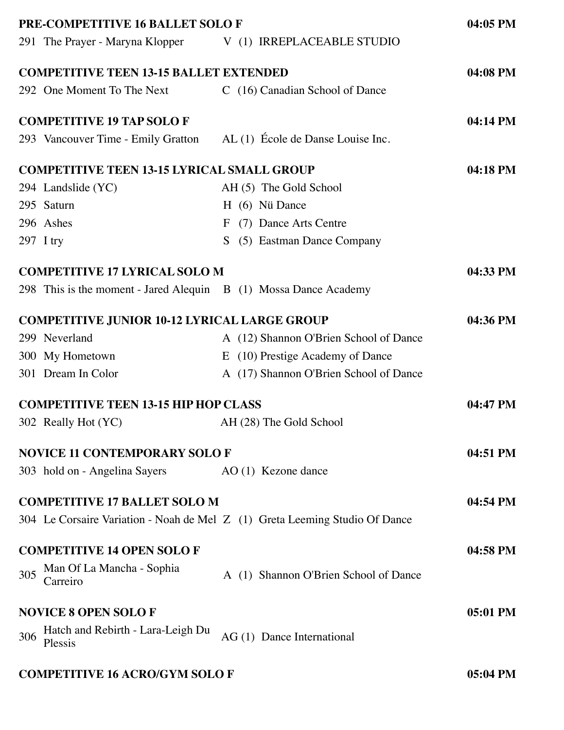**PRE-COMPETITIVE 16 BALLET SOLO F** **04:05 PM**

291 The Prayer - Maryna Klopper V (1) IRREPLACEABLE STUDIO

**COMPETITIVE TEEN 13-15 BALLET EXTENDED** **04:08 PM**

292 One Moment To The Next C (16) Canadian School of Dance

**COMPETITIVE 19 TAP SOLO F** **04:14 PM**

293 Vancouver Time - Emily Gratton AL (1) École de Danse Louise Inc.

**COMPETITIVE TEEN 13-15 LYRICAL SMALL GROUP** **04:18 PM**

294 Landslide (YC) AH (5) The Gold School

295 Saturn H (6) Nü Dance

296 Ashes F (7) Dance Arts Centre

297 I try S (5) Eastman Dance Company

**COMPETITIVE 17 LYRICAL SOLO M** **04:33 PM**

298 This is the moment - Jared Alequin B (1) Mossa Dance Academy

**COMPETITIVE JUNIOR 10-12 LYRICAL LARGE GROUP** **04:36 PM**

299 Neverland A (12) Shannon O'Brien School of Dance

300 My Hometown E (10) Prestige Academy of Dance

301 Dream In Color A (17) Shannon O'Brien School of Dance

**COMPETITIVE TEEN 13-15 HIP HOP CLASS** **04:47 PM**

302 Really Hot (YC) AH (28) The Gold School

**NOVICE 11 CONTEMPORARY SOLO F** **04:51 PM**

303 hold on - Angelina Sayers AO (1) Kezone dance

**COMPETITIVE 17 BALLET SOLO M** **04:54 PM**

304 Le Corsaire Variation - Noah de Mel Z (1) Greta Leeming Studio Of Dance

**COMPETITIVE 14 OPEN SOLO F** **04:58 PM**

305 Man Of La Mancha - Sophia Carreiro A (1) Shannon O'Brien School of Dance

**NOVICE 8 OPEN SOLO F** **05:01 PM**

306 Hatch and Rebirth - Lara-Leigh Du Plessis AG (1) Dance International

**COMPETITIVE 16 ACRO/GYM SOLO F** **05:04 PM**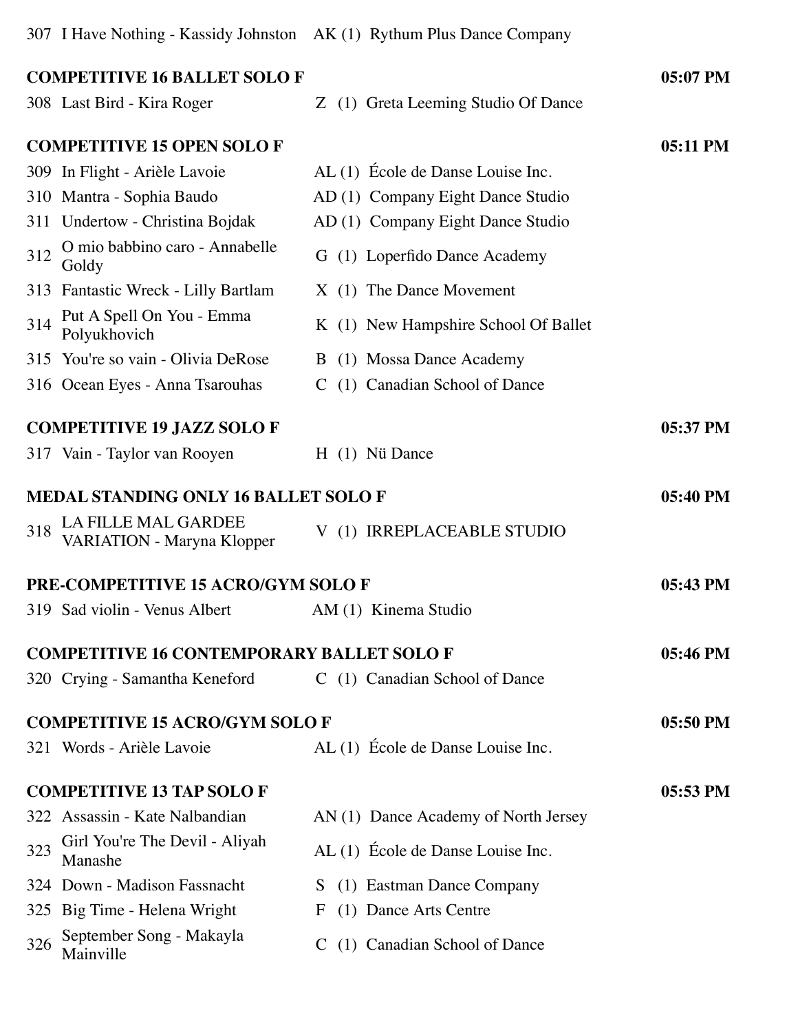307 I Have Nothing - Kassidy Johnston AK (1) Rythum Plus Dance Company

**COMPETITIVE 16 BALLET SOLO F** **05:07 PM**

308 Last Bird - Kira Roger Z (1) Greta Leeming Studio Of Dance

**COMPETITIVE 15 OPEN SOLO F** **05:11 PM**

309 In Flight - Arièle Lavoie AL (1) École de Danse Louise Inc.

310 Mantra - Sophia Baudo AD (1) Company Eight Dance Studio

311 Undertow - Christina Bojdak AD (1) Company Eight Dance Studio

312 O mio babbino caro - Annabelle Goldy G (1) Loperfido Dance Academy

313 Fantastic Wreck - Lilly Bartlam X (1) The Dance Movement

314 Put A Spell On You - Emma Polyukhovich K (1) New Hampshire School Of Ballet

315 You're so vain - Olivia DeRose B (1) Mossa Dance Academy

316 Ocean Eyes - Anna Tsarouhas C (1) Canadian School of Dance

**COMPETITIVE 19 JAZZ SOLO F** **05:37 PM**

317 Vain - Taylor van Rooyen H (1) Nü Dance

**MEDAL STANDING ONLY 16 BALLET SOLO F** **05:40 PM**

318 LA FILLE MAL GARDEE VARIATION - Maryna Klopper V (1) IRREPLACEABLE STUDIO

**PRE-COMPETITIVE 15 ACRO/GYM SOLO F** **05:43 PM**

319 Sad violin - Venus Albert AM (1) Kinema Studio

**COMPETITIVE 16 CONTEMPORARY BALLET SOLO F** **05:46 PM**

320 Crying - Samantha Keneford C (1) Canadian School of Dance

**COMPETITIVE 15 ACRO/GYM SOLO F** **05:50 PM**

321 Words - Arièle Lavoie AL (1) École de Danse Louise Inc.

**COMPETITIVE 13 TAP SOLO F** **05:53 PM**

322 Assassin - Kate Nalbandian AN (1) Dance Academy of North Jersey

323 Girl You're The Devil - Aliyah Manashe AL (1) École de Danse Louise Inc.

324 Down - Madison Fassnacht S (1) Eastman Dance Company

325 Big Time - Helena Wright F (1) Dance Arts Centre

326 September Song - Makayla Mainville C (1) Canadian School of Dance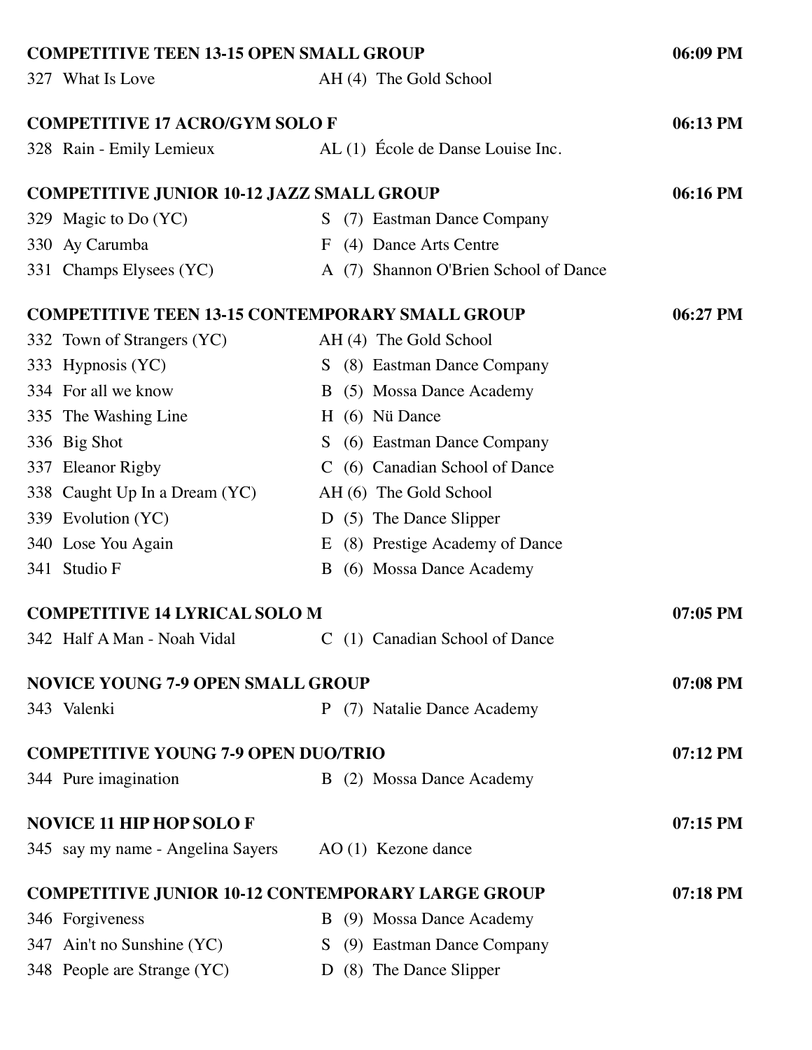**COMPETITIVE TEEN 13-15 OPEN SMALL GROUP** **06:09 PM**

327 What Is Love AH (4) The Gold School

**COMPETITIVE 17 ACRO/GYM SOLO F** **06:13 PM**

328 Rain - Emily Lemieux AL (1) École de Danse Louise Inc.

**COMPETITIVE JUNIOR 10-12 JAZZ SMALL GROUP** **06:16 PM**

329 Magic to Do (YC) S (7) Eastman Dance Company
330 Ay Carumba F (4) Dance Arts Centre
331 Champs Elysees (YC) A (7) Shannon O'Brien School of Dance

**COMPETITIVE TEEN 13-15 CONTEMPORARY SMALL GROUP** **06:27 PM**

332 Town of Strangers (YC) AH (4) The Gold School
333 Hypnosis (YC) S (8) Eastman Dance Company
334 For all we know B (5) Mossa Dance Academy
335 The Washing Line H (6) Nü Dance
336 Big Shot S (6) Eastman Dance Company
337 Eleanor Rigby C (6) Canadian School of Dance
338 Caught Up In a Dream (YC) AH (6) The Gold School
339 Evolution (YC) D (5) The Dance Slipper
340 Lose You Again E (8) Prestige Academy of Dance
341 Studio F B (6) Mossa Dance Academy

**COMPETITIVE 14 LYRICAL SOLO M** **07:05 PM**

342 Half A Man - Noah Vidal C (1) Canadian School of Dance

**NOVICE YOUNG 7-9 OPEN SMALL GROUP** **07:08 PM**

343 Valenki P (7) Natalie Dance Academy

**COMPETITIVE YOUNG 7-9 OPEN DUO/TRIO** **07:12 PM**

344 Pure imagination B (2) Mossa Dance Academy

**NOVICE 11 HIP HOP SOLO F** **07:15 PM**

345 say my name - Angelina Sayers AO (1) Kezone dance

**COMPETITIVE JUNIOR 10-12 CONTEMPORARY LARGE GROUP** **07:18 PM**

346 Forgiveness B (9) Mossa Dance Academy
347 Ain't no Sunshine (YC) S (9) Eastman Dance Company
348 People are Strange (YC) D (8) The Dance Slipper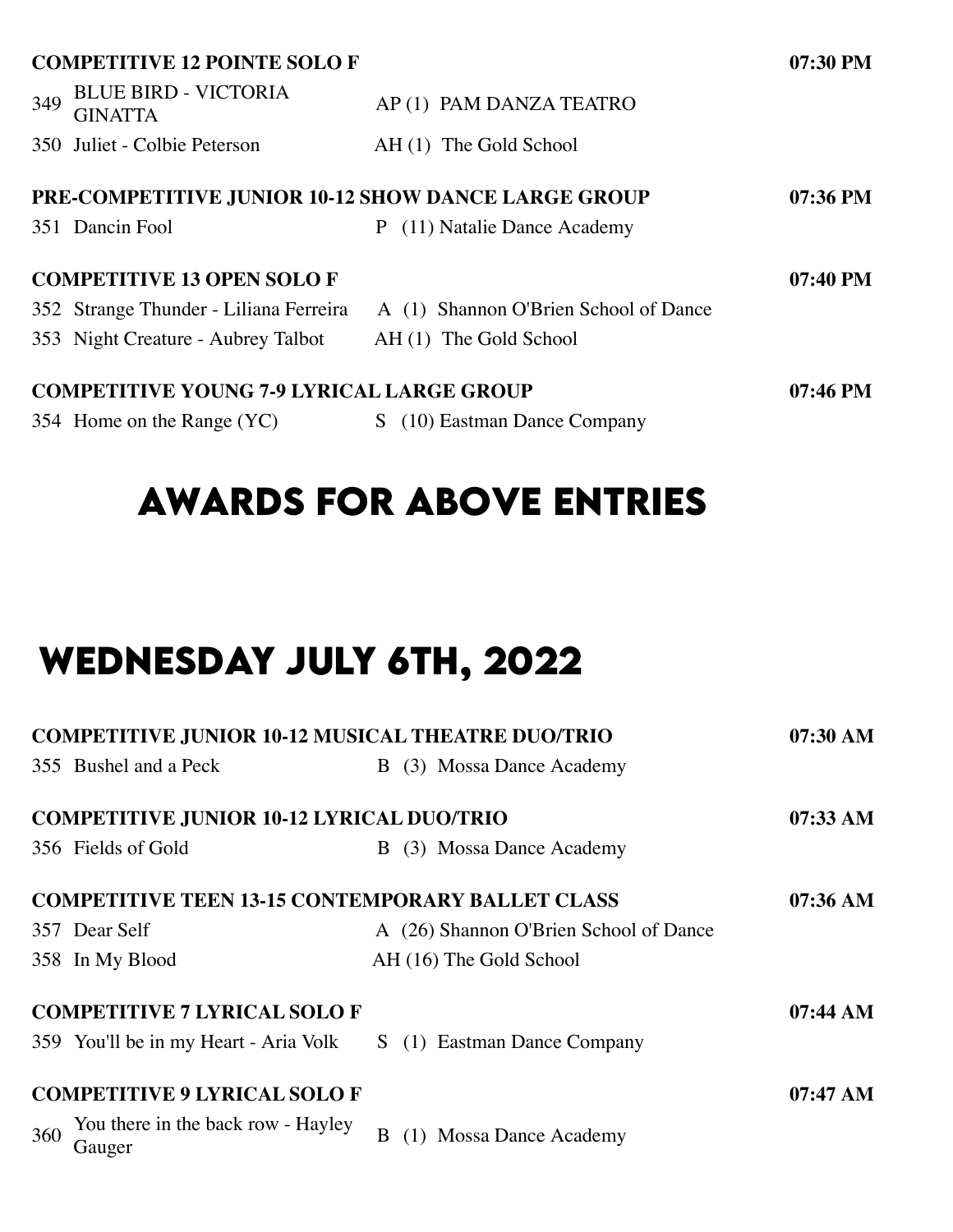**COMPETITIVE 12 POINTE SOLO F** — **07:30 PM**

| # | Entry | Level (Size) Studio |
|---|---|---|
| 349 | BLUE BIRD - VICTORIA GINATTA | AP (1) PAM DANZA TEATRO |
| 350 | Juliet - Colbie Peterson | AH (1) The Gold School |

**PRE-COMPETITIVE JUNIOR 10-12 SHOW DANCE LARGE GROUP** — **07:36 PM**

| # | Entry | Level (Size) Studio |
|---|---|---|
| 351 | Dancin Fool | P (11) Natalie Dance Academy |

**COMPETITIVE 13 OPEN SOLO F** — **07:40 PM**

| # | Entry | Level (Size) Studio |
|---|---|---|
| 352 | Strange Thunder - Liliana Ferreira | A (1) Shannon O'Brien School of Dance |
| 353 | Night Creature - Aubrey Talbot | AH (1) The Gold School |

**COMPETITIVE YOUNG 7-9 LYRICAL LARGE GROUP** — **07:46 PM**

| # | Entry | Level (Size) Studio |
|---|---|---|
| 354 | Home on the Range (YC) | S (10) Eastman Dance Company |

## AWARDS FOR ABOVE ENTRIES

# WEDNESDAY JULY 6TH, 2022

**COMPETITIVE JUNIOR 10-12 MUSICAL THEATRE DUO/TRIO** — **07:30 AM**

| # | Entry | Level (Size) Studio |
|---|---|---|
| 355 | Bushel and a Peck | B (3) Mossa Dance Academy |

**COMPETITIVE JUNIOR 10-12 LYRICAL DUO/TRIO** — **07:33 AM**

| # | Entry | Level (Size) Studio |
|---|---|---|
| 356 | Fields of Gold | B (3) Mossa Dance Academy |

**COMPETITIVE TEEN 13-15 CONTEMPORARY BALLET CLASS** — **07:36 AM**

| # | Entry | Level (Size) Studio |
|---|---|---|
| 357 | Dear Self | A (26) Shannon O'Brien School of Dance |
| 358 | In My Blood | AH (16) The Gold School |

**COMPETITIVE 7 LYRICAL SOLO F** — **07:44 AM**

| # | Entry | Level (Size) Studio |
|---|---|---|
| 359 | You'll be in my Heart - Aria Volk | S (1) Eastman Dance Company |

**COMPETITIVE 9 LYRICAL SOLO F** — **07:47 AM**

| # | Entry | Level (Size) Studio |
|---|---|---|
| 360 | You there in the back row - Hayley Gauger | B (1) Mossa Dance Academy |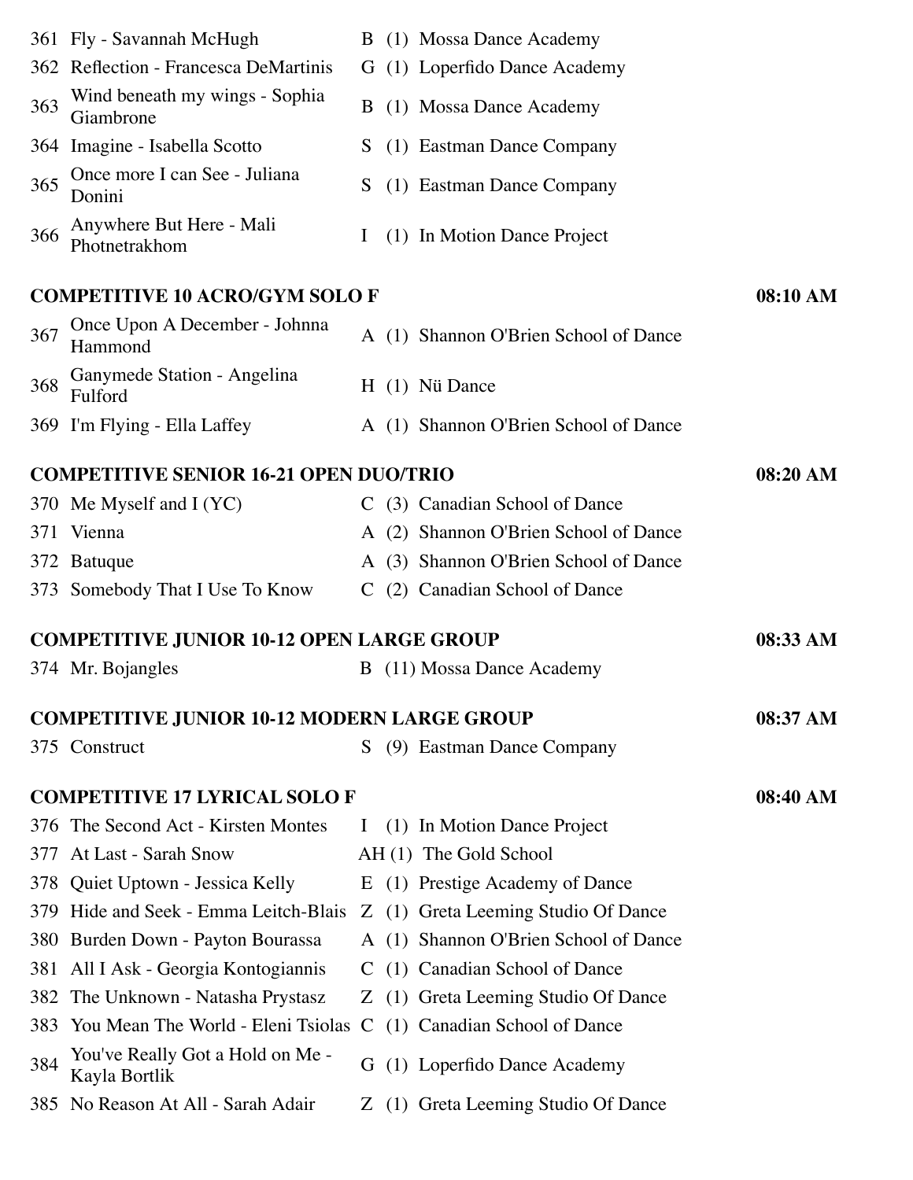| | | | | |
|---|---|---|---|---|
| 361 | Fly - Savannah McHugh | B | (1) | Mossa Dance Academy |
| 362 | Reflection - Francesca DeMartinis | G | (1) | Loperfido Dance Academy |
| 363 | Wind beneath my wings - Sophia Giambrone | B | (1) | Mossa Dance Academy |
| 364 | Imagine - Isabella Scotto | S | (1) | Eastman Dance Company |
| 365 | Once more I can See - Juliana Donini | S | (1) | Eastman Dance Company |
| 366 | Anywhere But Here - Mali Photnetrakhom | I | (1) | In Motion Dance Project |

**COMPETITIVE 10 ACRO/GYM SOLO F** — 08:10 AM

| | | | | |
|---|---|---|---|---|
| 367 | Once Upon A December - Johnna Hammond | A | (1) | Shannon O'Brien School of Dance |
| 368 | Ganymede Station - Angelina Fulford | H | (1) | Nü Dance |
| 369 | I'm Flying - Ella Laffey | A | (1) | Shannon O'Brien School of Dance |

**COMPETITIVE SENIOR 16-21 OPEN DUO/TRIO** — 08:20 AM

| | | | | |
|---|---|---|---|---|
| 370 | Me Myself and I (YC) | C | (3) | Canadian School of Dance |
| 371 | Vienna | A | (2) | Shannon O'Brien School of Dance |
| 372 | Batuque | A | (3) | Shannon O'Brien School of Dance |
| 373 | Somebody That I Use To Know | C | (2) | Canadian School of Dance |

**COMPETITIVE JUNIOR 10-12 OPEN LARGE GROUP** — 08:33 AM

| | | | | |
|---|---|---|---|---|
| 374 | Mr. Bojangles | B | (11) | Mossa Dance Academy |

**COMPETITIVE JUNIOR 10-12 MODERN LARGE GROUP** — 08:37 AM

| | | | | |
|---|---|---|---|---|
| 375 | Construct | S | (9) | Eastman Dance Company |

**COMPETITIVE 17 LYRICAL SOLO F** — 08:40 AM

| | | | | |
|---|---|---|---|---|
| 376 | The Second Act - Kirsten Montes | I | (1) | In Motion Dance Project |
| 377 | At Last - Sarah Snow | AH | (1) | The Gold School |
| 378 | Quiet Uptown - Jessica Kelly | E | (1) | Prestige Academy of Dance |
| 379 | Hide and Seek - Emma Leitch-Blais | Z | (1) | Greta Leeming Studio Of Dance |
| 380 | Burden Down - Payton Bourassa | A | (1) | Shannon O'Brien School of Dance |
| 381 | All I Ask - Georgia Kontogiannis | C | (1) | Canadian School of Dance |
| 382 | The Unknown - Natasha Prystasz | Z | (1) | Greta Leeming Studio Of Dance |
| 383 | You Mean The World - Eleni Tsiolas | C | (1) | Canadian School of Dance |
| 384 | You've Really Got a Hold on Me - Kayla Bortlik | G | (1) | Loperfido Dance Academy |
| 385 | No Reason At All - Sarah Adair | Z | (1) | Greta Leeming Studio Of Dance |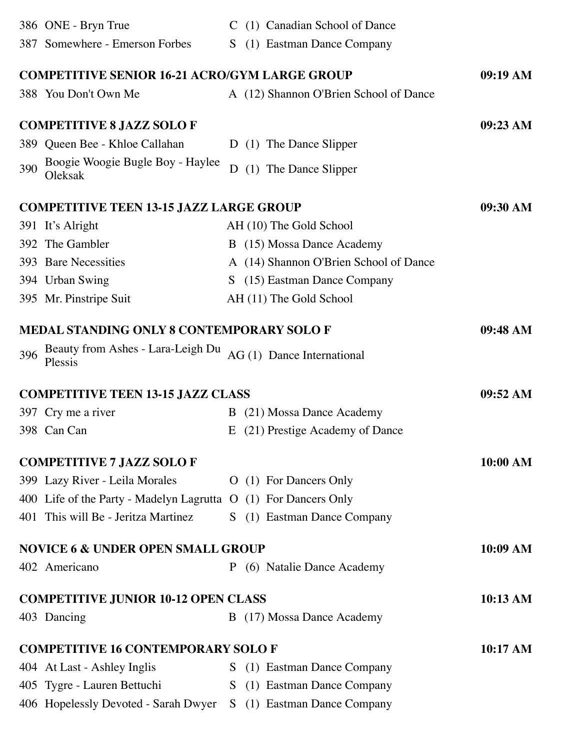386 ONE - Bryn True | C (1) Canadian School of Dance

387 Somewhere - Emerson Forbes | S (1) Eastman Dance Company

**COMPETITIVE SENIOR 16-21 ACRO/GYM LARGE GROUP** 09:19 AM

388 You Don't Own Me | A (12) Shannon O'Brien School of Dance

**COMPETITIVE 8 JAZZ SOLO F** 09:23 AM

389 Queen Bee - Khloe Callahan | D (1) The Dance Slipper

390 Boogie Woogie Bugle Boy - Haylee Oleksak | D (1) The Dance Slipper

**COMPETITIVE TEEN 13-15 JAZZ LARGE GROUP** 09:30 AM

391 It's Alright | AH (10) The Gold School

392 The Gambler | B (15) Mossa Dance Academy

393 Bare Necessities | A (14) Shannon O'Brien School of Dance

394 Urban Swing | S (15) Eastman Dance Company

395 Mr. Pinstripe Suit | AH (11) The Gold School

**MEDAL STANDING ONLY 8 CONTEMPORARY SOLO F** 09:48 AM

396 Beauty from Ashes - Lara-Leigh Du Plessis | AG (1) Dance International

**COMPETITIVE TEEN 13-15 JAZZ CLASS** 09:52 AM

397 Cry me a river | B (21) Mossa Dance Academy

398 Can Can | E (21) Prestige Academy of Dance

**COMPETITIVE 7 JAZZ SOLO F** 10:00 AM

399 Lazy River - Leila Morales | O (1) For Dancers Only

400 Life of the Party - Madelyn Lagrutta | O (1) For Dancers Only

401 This will Be - Jeritza Martinez | S (1) Eastman Dance Company

**NOVICE 6 & UNDER OPEN SMALL GROUP** 10:09 AM

402 Americano | P (6) Natalie Dance Academy

**COMPETITIVE JUNIOR 10-12 OPEN CLASS** 10:13 AM

403 Dancing | B (17) Mossa Dance Academy

**COMPETITIVE 16 CONTEMPORARY SOLO F** 10:17 AM

404 At Last - Ashley Inglis | S (1) Eastman Dance Company

405 Tygre - Lauren Bettuchi | S (1) Eastman Dance Company

406 Hopelessly Devoted - Sarah Dwyer | S (1) Eastman Dance Company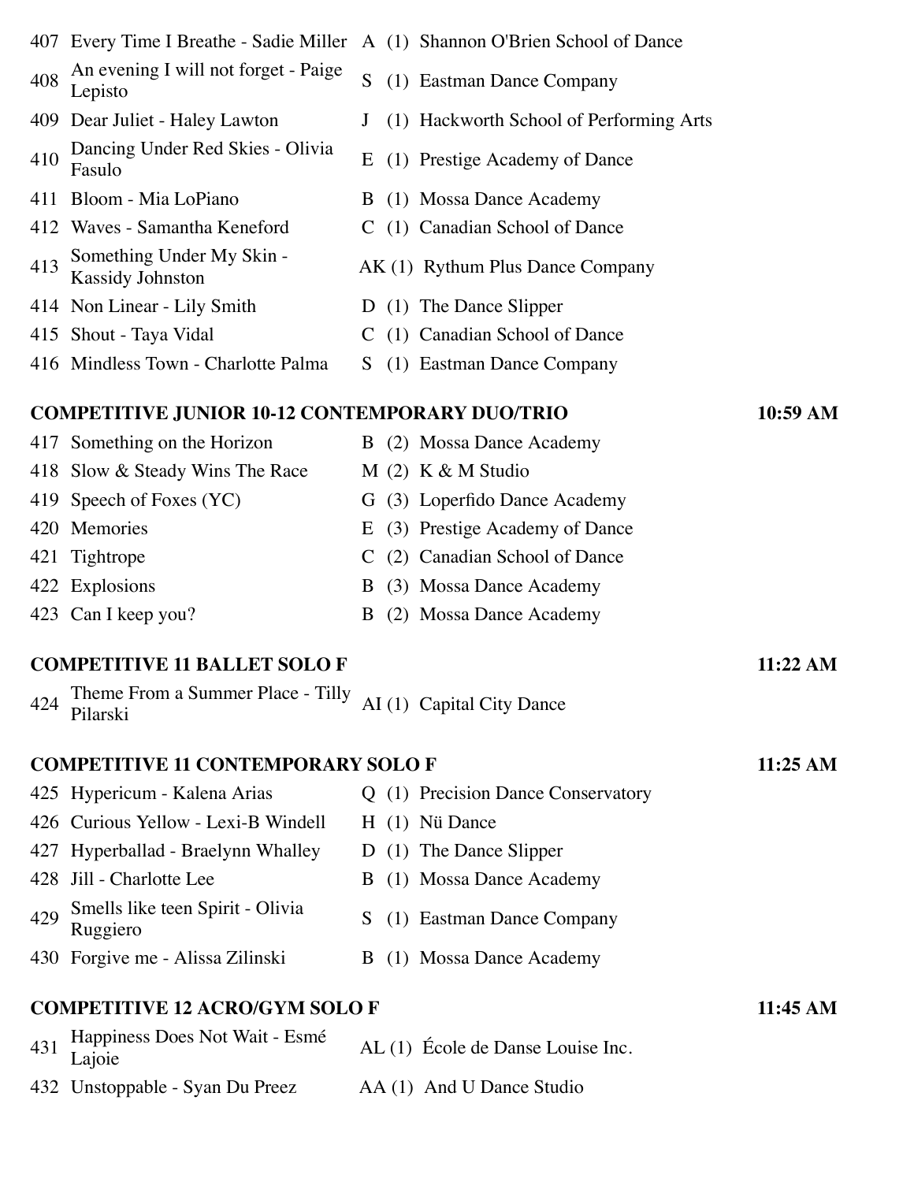| | | | | |
|---|---|---|---|---|
| 407 | Every Time I Breathe - Sadie Miller | A | (1) | Shannon O'Brien School of Dance |
| 408 | An evening I will not forget - Paige Lepisto | S | (1) | Eastman Dance Company |
| 409 | Dear Juliet - Haley Lawton | J | (1) | Hackworth School of Performing Arts |
| 410 | Dancing Under Red Skies - Olivia Fasulo | E | (1) | Prestige Academy of Dance |
| 411 | Bloom - Mia LoPiano | B | (1) | Mossa Dance Academy |
| 412 | Waves - Samantha Keneford | C | (1) | Canadian School of Dance |
| 413 | Something Under My Skin - Kassidy Johnston | AK | (1) | Rythum Plus Dance Company |
| 414 | Non Linear - Lily Smith | D | (1) | The Dance Slipper |
| 415 | Shout - Taya Vidal | C | (1) | Canadian School of Dance |
| 416 | Mindless Town - Charlotte Palma | S | (1) | Eastman Dance Company |

## COMPETITIVE JUNIOR 10-12 CONTEMPORARY DUO/TRIO — 10:59 AM

| | | | | |
|---|---|---|---|---|
| 417 | Something on the Horizon | B | (2) | Mossa Dance Academy |
| 418 | Slow & Steady Wins The Race | M | (2) | K & M Studio |
| 419 | Speech of Foxes (YC) | G | (3) | Loperfido Dance Academy |
| 420 | Memories | E | (3) | Prestige Academy of Dance |
| 421 | Tightrope | C | (2) | Canadian School of Dance |
| 422 | Explosions | B | (3) | Mossa Dance Academy |
| 423 | Can I keep you? | B | (2) | Mossa Dance Academy |

## COMPETITIVE 11 BALLET SOLO F — 11:22 AM

| | | | | |
|---|---|---|---|---|
| 424 | Theme From a Summer Place - Tilly Pilarski | AI | (1) | Capital City Dance |

## COMPETITIVE 11 CONTEMPORARY SOLO F — 11:25 AM

| | | | | |
|---|---|---|---|---|
| 425 | Hypericum - Kalena Arias | Q | (1) | Precision Dance Conservatory |
| 426 | Curious Yellow - Lexi-B Windell | H | (1) | Nü Dance |
| 427 | Hyperballad - Braelynn Whalley | D | (1) | The Dance Slipper |
| 428 | Jill - Charlotte Lee | B | (1) | Mossa Dance Academy |
| 429 | Smells like teen Spirit - Olivia Ruggiero | S | (1) | Eastman Dance Company |
| 430 | Forgive me - Alissa Zilinski | B | (1) | Mossa Dance Academy |

## COMPETITIVE 12 ACRO/GYM SOLO F — 11:45 AM

| | | | | |
|---|---|---|---|---|
| 431 | Happiness Does Not Wait - Esmé Lajoie | AL | (1) | École de Danse Louise Inc. |
| 432 | Unstoppable - Syan Du Preez | AA | (1) | And U Dance Studio |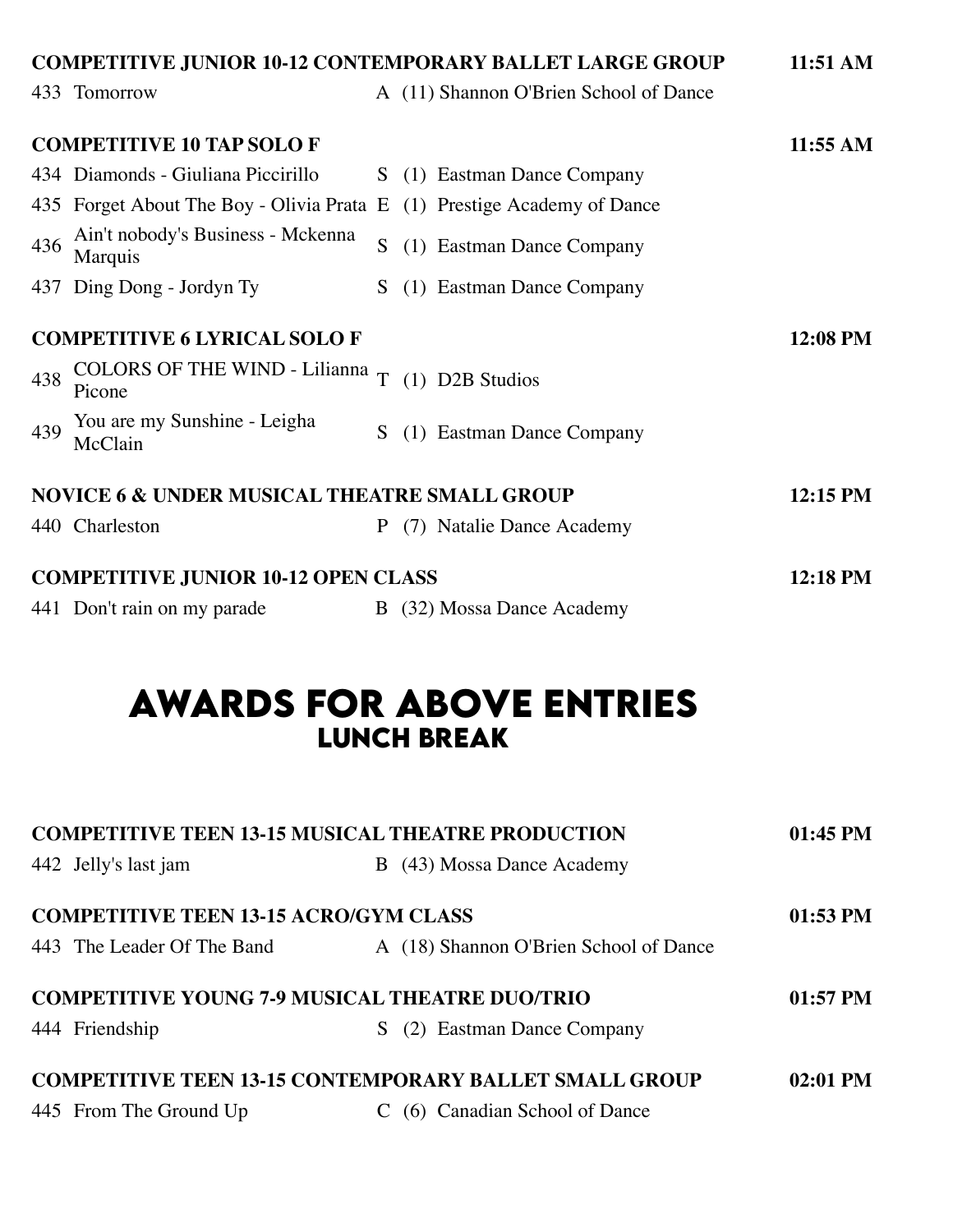**COMPETITIVE JUNIOR 10-12 CONTEMPORARY BALLET LARGE GROUP** — 11:51 AM

| # | Title | Level | Studio |
|---|---|---|---|
| 433 | Tomorrow | A | (11) Shannon O'Brien School of Dance |

**COMPETITIVE 10 TAP SOLO F** — 11:55 AM

| # | Title | Level | Studio |
|---|---|---|---|
| 434 | Diamonds - Giuliana Piccirillo | S | (1) Eastman Dance Company |
| 435 | Forget About The Boy - Olivia Prata | E | (1) Prestige Academy of Dance |
| 436 | Ain't nobody's Business - Mckenna Marquis | S | (1) Eastman Dance Company |
| 437 | Ding Dong - Jordyn Ty | S | (1) Eastman Dance Company |

**COMPETITIVE 6 LYRICAL SOLO F** — 12:08 PM

| # | Title | Level | Studio |
|---|---|---|---|
| 438 | COLORS OF THE WIND - Lilianna Picone | T | (1) D2B Studios |
| 439 | You are my Sunshine - Leigha McClain | S | (1) Eastman Dance Company |

**NOVICE 6 & UNDER MUSICAL THEATRE SMALL GROUP** — 12:15 PM

| # | Title | Level | Studio |
|---|---|---|---|
| 440 | Charleston | P | (7) Natalie Dance Academy |

**COMPETITIVE JUNIOR 10-12 OPEN CLASS** — 12:18 PM

| # | Title | Level | Studio |
|---|---|---|---|
| 441 | Don't rain on my parade | B | (32) Mossa Dance Academy |

# AWARDS FOR ABOVE ENTRIES
## LUNCH BREAK

**COMPETITIVE TEEN 13-15 MUSICAL THEATRE PRODUCTION** — 01:45 PM

| # | Title | Level | Studio |
|---|---|---|---|
| 442 | Jelly's last jam | B | (43) Mossa Dance Academy |

**COMPETITIVE TEEN 13-15 ACRO/GYM CLASS** — 01:53 PM

| # | Title | Level | Studio |
|---|---|---|---|
| 443 | The Leader Of The Band | A | (18) Shannon O'Brien School of Dance |

**COMPETITIVE YOUNG 7-9 MUSICAL THEATRE DUO/TRIO** — 01:57 PM

| # | Title | Level | Studio |
|---|---|---|---|
| 444 | Friendship | S | (2) Eastman Dance Company |

**COMPETITIVE TEEN 13-15 CONTEMPORARY BALLET SMALL GROUP** — 02:01 PM

| # | Title | Level | Studio |
|---|---|---|---|
| 445 | From The Ground Up | C | (6) Canadian School of Dance |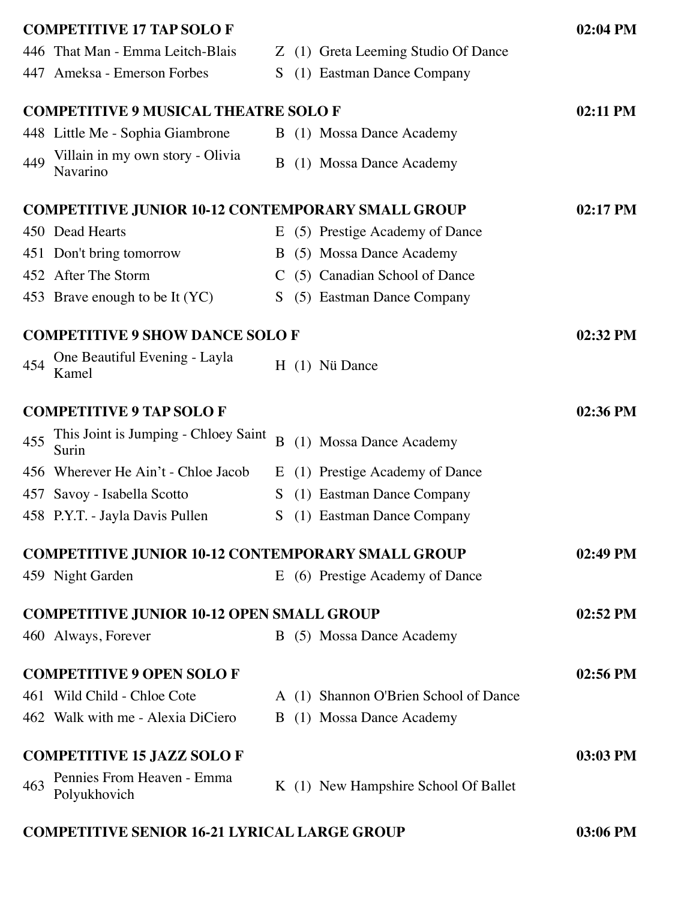**COMPETITIVE 17 TAP SOLO F** — 02:04 PM

| # | Entry | Div | Size | Studio |
|---|---|---|---|---|
| 446 | That Man - Emma Leitch-Blais | Z | (1) | Greta Leeming Studio Of Dance |
| 447 | Ameksa - Emerson Forbes | S | (1) | Eastman Dance Company |

**COMPETITIVE 9 MUSICAL THEATRE SOLO F** — 02:11 PM

| # | Entry | Div | Size | Studio |
|---|---|---|---|---|
| 448 | Little Me - Sophia Giambrone | B | (1) | Mossa Dance Academy |
| 449 | Villain in my own story - Olivia Navarino | B | (1) | Mossa Dance Academy |

**COMPETITIVE JUNIOR 10-12 CONTEMPORARY SMALL GROUP** — 02:17 PM

| # | Entry | Div | Size | Studio |
|---|---|---|---|---|
| 450 | Dead Hearts | E | (5) | Prestige Academy of Dance |
| 451 | Don't bring tomorrow | B | (5) | Mossa Dance Academy |
| 452 | After The Storm | C | (5) | Canadian School of Dance |
| 453 | Brave enough to be It (YC) | S | (5) | Eastman Dance Company |

**COMPETITIVE 9 SHOW DANCE SOLO F** — 02:32 PM

| # | Entry | Div | Size | Studio |
|---|---|---|---|---|
| 454 | One Beautiful Evening - Layla Kamel | H | (1) | Nü Dance |

**COMPETITIVE 9 TAP SOLO F** — 02:36 PM

| # | Entry | Div | Size | Studio |
|---|---|---|---|---|
| 455 | This Joint is Jumping - Chloey Saint Surin | B | (1) | Mossa Dance Academy |
| 456 | Wherever He Ain't - Chloe Jacob | E | (1) | Prestige Academy of Dance |
| 457 | Savoy - Isabella Scotto | S | (1) | Eastman Dance Company |
| 458 | P.Y.T. - Jayla Davis Pullen | S | (1) | Eastman Dance Company |

**COMPETITIVE JUNIOR 10-12 CONTEMPORARY SMALL GROUP** — 02:49 PM

| # | Entry | Div | Size | Studio |
|---|---|---|---|---|
| 459 | Night Garden | E | (6) | Prestige Academy of Dance |

**COMPETITIVE JUNIOR 10-12 OPEN SMALL GROUP** — 02:52 PM

| # | Entry | Div | Size | Studio |
|---|---|---|---|---|
| 460 | Always, Forever | B | (5) | Mossa Dance Academy |

**COMPETITIVE 9 OPEN SOLO F** — 02:56 PM

| # | Entry | Div | Size | Studio |
|---|---|---|---|---|
| 461 | Wild Child - Chloe Cote | A | (1) | Shannon O'Brien School of Dance |
| 462 | Walk with me - Alexia DiCiero | B | (1) | Mossa Dance Academy |

**COMPETITIVE 15 JAZZ SOLO F** — 03:03 PM

| # | Entry | Div | Size | Studio |
|---|---|---|---|---|
| 463 | Pennies From Heaven - Emma Polyukhovich | K | (1) | New Hampshire School Of Ballet |

**COMPETITIVE SENIOR 16-21 LYRICAL LARGE GROUP** — 03:06 PM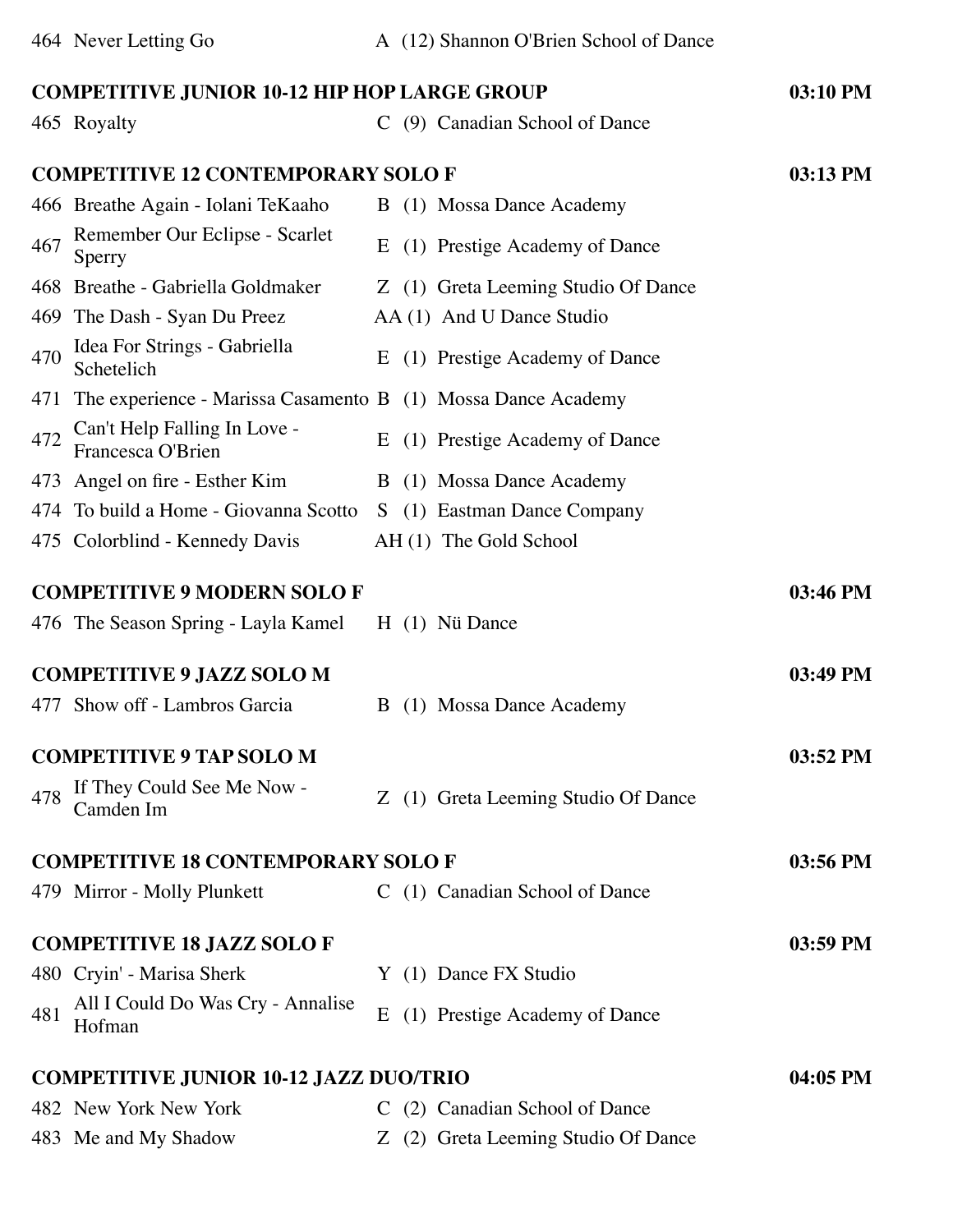| 464 | Never Letting Go | A (12) Shannon O'Brien School of Dance |
|---|---|---|

**COMPETITIVE JUNIOR 10-12 HIP HOP LARGE GROUP** — 03:10 PM

| | | |
|---|---|---|
| 465 | Royalty | C (9) Canadian School of Dance |

**COMPETITIVE 12 CONTEMPORARY SOLO F** — 03:13 PM

| | | |
|---|---|---|
| 466 | Breathe Again - Iolani TeKaaho | B (1) Mossa Dance Academy |
| 467 | Remember Our Eclipse - Scarlet Sperry | E (1) Prestige Academy of Dance |
| 468 | Breathe - Gabriella Goldmaker | Z (1) Greta Leeming Studio Of Dance |
| 469 | The Dash - Syan Du Preez | AA (1) And U Dance Studio |
| 470 | Idea For Strings - Gabriella Schetelich | E (1) Prestige Academy of Dance |
| 471 | The experience - Marissa Casamento | B (1) Mossa Dance Academy |
| 472 | Can't Help Falling In Love - Francesca O'Brien | E (1) Prestige Academy of Dance |
| 473 | Angel on fire - Esther Kim | B (1) Mossa Dance Academy |
| 474 | To build a Home - Giovanna Scotto | S (1) Eastman Dance Company |
| 475 | Colorblind - Kennedy Davis | AH (1) The Gold School |

**COMPETITIVE 9 MODERN SOLO F** — 03:46 PM

| | | |
|---|---|---|
| 476 | The Season Spring - Layla Kamel | H (1) Nü Dance |

**COMPETITIVE 9 JAZZ SOLO M** — 03:49 PM

| | | |
|---|---|---|
| 477 | Show off - Lambros Garcia | B (1) Mossa Dance Academy |

**COMPETITIVE 9 TAP SOLO M** — 03:52 PM

| | | |
|---|---|---|
| 478 | If They Could See Me Now - Camden Im | Z (1) Greta Leeming Studio Of Dance |

**COMPETITIVE 18 CONTEMPORARY SOLO F** — 03:56 PM

| | | |
|---|---|---|
| 479 | Mirror - Molly Plunkett | C (1) Canadian School of Dance |

**COMPETITIVE 18 JAZZ SOLO F** — 03:59 PM

| | | |
|---|---|---|
| 480 | Cryin' - Marisa Sherk | Y (1) Dance FX Studio |
| 481 | All I Could Do Was Cry - Annalise Hofman | E (1) Prestige Academy of Dance |

**COMPETITIVE JUNIOR 10-12 JAZZ DUO/TRIO** — 04:05 PM

| | | |
|---|---|---|
| 482 | New York New York | C (2) Canadian School of Dance |
| 483 | Me and My Shadow | Z (2) Greta Leeming Studio Of Dance |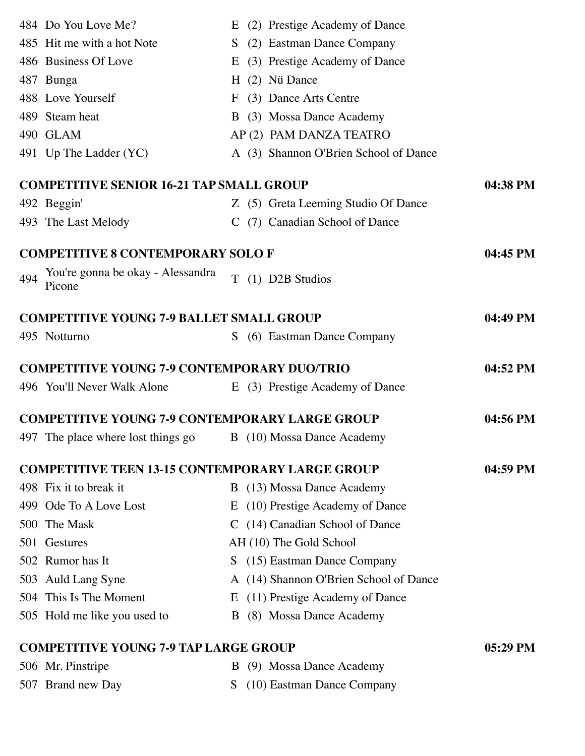| # | Title | Code | Studio |
|---|---|---|---|
| 484 | Do You Love Me? | E (2) | Prestige Academy of Dance |
| 485 | Hit me with a hot Note | S (2) | Eastman Dance Company |
| 486 | Business Of Love | E (3) | Prestige Academy of Dance |
| 487 | Bunga | H (2) | Nü Dance |
| 488 | Love Yourself | F (3) | Dance Arts Centre |
| 489 | Steam heat | B (3) | Mossa Dance Academy |
| 490 | GLAM | AP (2) | PAM DANZA TEATRO |
| 491 | Up The Ladder (YC) | A (3) | Shannon O'Brien School of Dance |

**COMPETITIVE SENIOR 16-21 TAP SMALL GROUP** — 04:38 PM

| # | Title | Code | Studio |
|---|---|---|---|
| 492 | Beggin' | Z (5) | Greta Leeming Studio Of Dance |
| 493 | The Last Melody | C (7) | Canadian School of Dance |

**COMPETITIVE 8 CONTEMPORARY SOLO F** — 04:45 PM

| # | Title | Code | Studio |
|---|---|---|---|
| 494 | You're gonna be okay - Alessandra Picone | T (1) | D2B Studios |

**COMPETITIVE YOUNG 7-9 BALLET SMALL GROUP** — 04:49 PM

| # | Title | Code | Studio |
|---|---|---|---|
| 495 | Notturno | S (6) | Eastman Dance Company |

**COMPETITIVE YOUNG 7-9 CONTEMPORARY DUO/TRIO** — 04:52 PM

| # | Title | Code | Studio |
|---|---|---|---|
| 496 | You'll Never Walk Alone | E (3) | Prestige Academy of Dance |

**COMPETITIVE YOUNG 7-9 CONTEMPORARY LARGE GROUP** — 04:56 PM

| # | Title | Code | Studio |
|---|---|---|---|
| 497 | The place where lost things go | B (10) | Mossa Dance Academy |

**COMPETITIVE TEEN 13-15 CONTEMPORARY LARGE GROUP** — 04:59 PM

| # | Title | Code | Studio |
|---|---|---|---|
| 498 | Fix it to break it | B (13) | Mossa Dance Academy |
| 499 | Ode To A Love Lost | E (10) | Prestige Academy of Dance |
| 500 | The Mask | C (14) | Canadian School of Dance |
| 501 | Gestures | AH (10) | The Gold School |
| 502 | Rumor has It | S (15) | Eastman Dance Company |
| 503 | Auld Lang Syne | A (14) | Shannon O'Brien School of Dance |
| 504 | This Is The Moment | E (11) | Prestige Academy of Dance |
| 505 | Hold me like you used to | B (8) | Mossa Dance Academy |

**COMPETITIVE YOUNG 7-9 TAP LARGE GROUP** — 05:29 PM

| # | Title | Code | Studio |
|---|---|---|---|
| 506 | Mr. Pinstripe | B (9) | Mossa Dance Academy |
| 507 | Brand new Day | S (10) | Eastman Dance Company |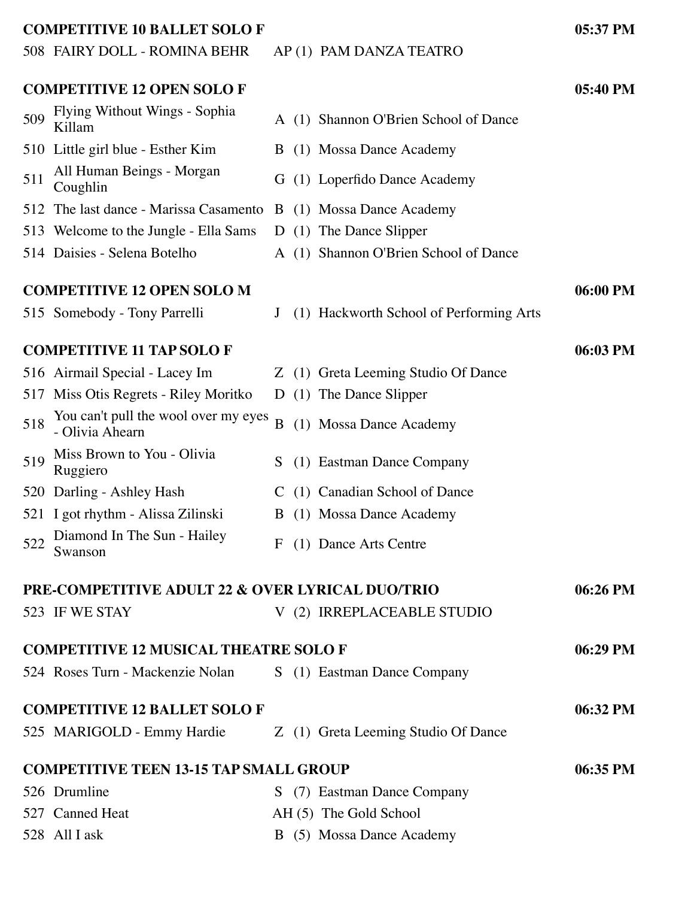**COMPETITIVE 10 BALLET SOLO F** 05:37 PM

| | | | |
|---|---|---|---|
| 508 | FAIRY DOLL - ROMINA BEHR | AP (1) | PAM DANZA TEATRO |

**COMPETITIVE 12 OPEN SOLO F** 05:40 PM

| | | | |
|---|---|---|---|
| 509 | Flying Without Wings - Sophia Killam | A (1) | Shannon O'Brien School of Dance |
| 510 | Little girl blue - Esther Kim | B (1) | Mossa Dance Academy |
| 511 | All Human Beings - Morgan Coughlin | G (1) | Loperfido Dance Academy |
| 512 | The last dance - Marissa Casamento | B (1) | Mossa Dance Academy |
| 513 | Welcome to the Jungle - Ella Sams | D (1) | The Dance Slipper |
| 514 | Daisies - Selena Botelho | A (1) | Shannon O'Brien School of Dance |

**COMPETITIVE 12 OPEN SOLO M** 06:00 PM

| | | | |
|---|---|---|---|
| 515 | Somebody - Tony Parrelli | J (1) | Hackworth School of Performing Arts |

**COMPETITIVE 11 TAP SOLO F** 06:03 PM

| | | | |
|---|---|---|---|
| 516 | Airmail Special - Lacey Im | Z (1) | Greta Leeming Studio Of Dance |
| 517 | Miss Otis Regrets - Riley Moritko | D (1) | The Dance Slipper |
| 518 | You can't pull the wool over my eyes - Olivia Ahearn | B (1) | Mossa Dance Academy |
| 519 | Miss Brown to You - Olivia Ruggiero | S (1) | Eastman Dance Company |
| 520 | Darling - Ashley Hash | C (1) | Canadian School of Dance |
| 521 | I got rhythm - Alissa Zilinski | B (1) | Mossa Dance Academy |
| 522 | Diamond In The Sun - Hailey Swanson | F (1) | Dance Arts Centre |

**PRE-COMPETITIVE ADULT 22 & OVER LYRICAL DUO/TRIO** 06:26 PM

| | | | |
|---|---|---|---|
| 523 | IF WE STAY | V (2) | IRREPLACEABLE STUDIO |

**COMPETITIVE 12 MUSICAL THEATRE SOLO F** 06:29 PM

| | | | |
|---|---|---|---|
| 524 | Roses Turn - Mackenzie Nolan | S (1) | Eastman Dance Company |

**COMPETITIVE 12 BALLET SOLO F** 06:32 PM

| | | | |
|---|---|---|---|
| 525 | MARIGOLD - Emmy Hardie | Z (1) | Greta Leeming Studio Of Dance |

**COMPETITIVE TEEN 13-15 TAP SMALL GROUP** 06:35 PM

| | | | |
|---|---|---|---|
| 526 | Drumline | S (7) | Eastman Dance Company |
| 527 | Canned Heat | AH (5) | The Gold School |
| 528 | All I ask | B (5) | Mossa Dance Academy |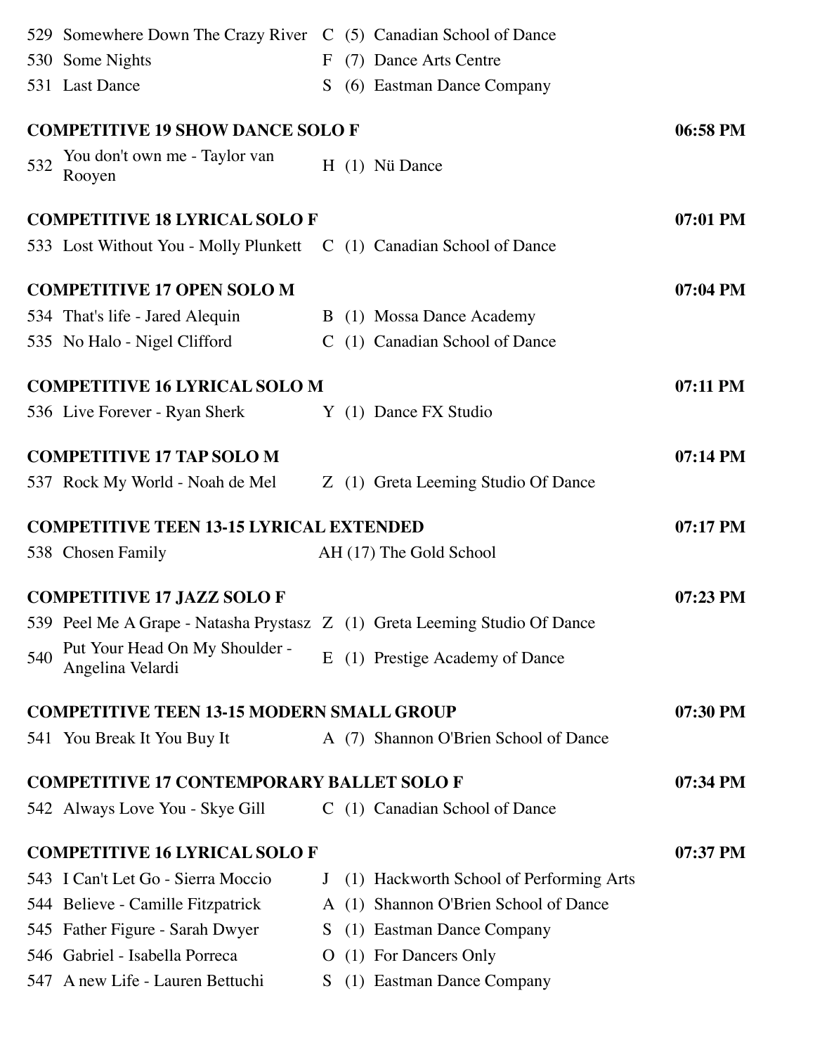| | | | | |
|---|---|---|---|---|
| 529 | Somewhere Down The Crazy River | C | (5) | Canadian School of Dance |
| 530 | Some Nights | F | (7) | Dance Arts Centre |
| 531 | Last Dance | S | (6) | Eastman Dance Company |

**COMPETITIVE 19 SHOW DANCE SOLO F** — 06:58 PM

| | | | | |
|---|---|---|---|---|
| 532 | You don't own me - Taylor van Rooyen | H | (1) | Nü Dance |

**COMPETITIVE 18 LYRICAL SOLO F** — 07:01 PM

| | | | | |
|---|---|---|---|---|
| 533 | Lost Without You - Molly Plunkett | C | (1) | Canadian School of Dance |

**COMPETITIVE 17 OPEN SOLO M** — 07:04 PM

| | | | | |
|---|---|---|---|---|
| 534 | That's life - Jared Alequin | B | (1) | Mossa Dance Academy |
| 535 | No Halo - Nigel Clifford | C | (1) | Canadian School of Dance |

**COMPETITIVE 16 LYRICAL SOLO M** — 07:11 PM

| | | | | |
|---|---|---|---|---|
| 536 | Live Forever - Ryan Sherk | Y | (1) | Dance FX Studio |

**COMPETITIVE 17 TAP SOLO M** — 07:14 PM

| | | | | |
|---|---|---|---|---|
| 537 | Rock My World - Noah de Mel | Z | (1) | Greta Leeming Studio Of Dance |

**COMPETITIVE TEEN 13-15 LYRICAL EXTENDED** — 07:17 PM

| | | | | |
|---|---|---|---|---|
| 538 | Chosen Family | AH | (17) | The Gold School |

**COMPETITIVE 17 JAZZ SOLO F** — 07:23 PM

| | | | | |
|---|---|---|---|---|
| 539 | Peel Me A Grape - Natasha Prystasz | Z | (1) | Greta Leeming Studio Of Dance |
| 540 | Put Your Head On My Shoulder - Angelina Velardi | E | (1) | Prestige Academy of Dance |

**COMPETITIVE TEEN 13-15 MODERN SMALL GROUP** — 07:30 PM

| | | | | |
|---|---|---|---|---|
| 541 | You Break It You Buy It | A | (7) | Shannon O'Brien School of Dance |

**COMPETITIVE 17 CONTEMPORARY BALLET SOLO F** — 07:34 PM

| | | | | |
|---|---|---|---|---|
| 542 | Always Love You - Skye Gill | C | (1) | Canadian School of Dance |

**COMPETITIVE 16 LYRICAL SOLO F** — 07:37 PM

| | | | | |
|---|---|---|---|---|
| 543 | I Can't Let Go - Sierra Moccio | J | (1) | Hackworth School of Performing Arts |
| 544 | Believe - Camille Fitzpatrick | A | (1) | Shannon O'Brien School of Dance |
| 545 | Father Figure - Sarah Dwyer | S | (1) | Eastman Dance Company |
| 546 | Gabriel - Isabella Porreca | O | (1) | For Dancers Only |
| 547 | A new Life - Lauren Bettuchi | S | (1) | Eastman Dance Company |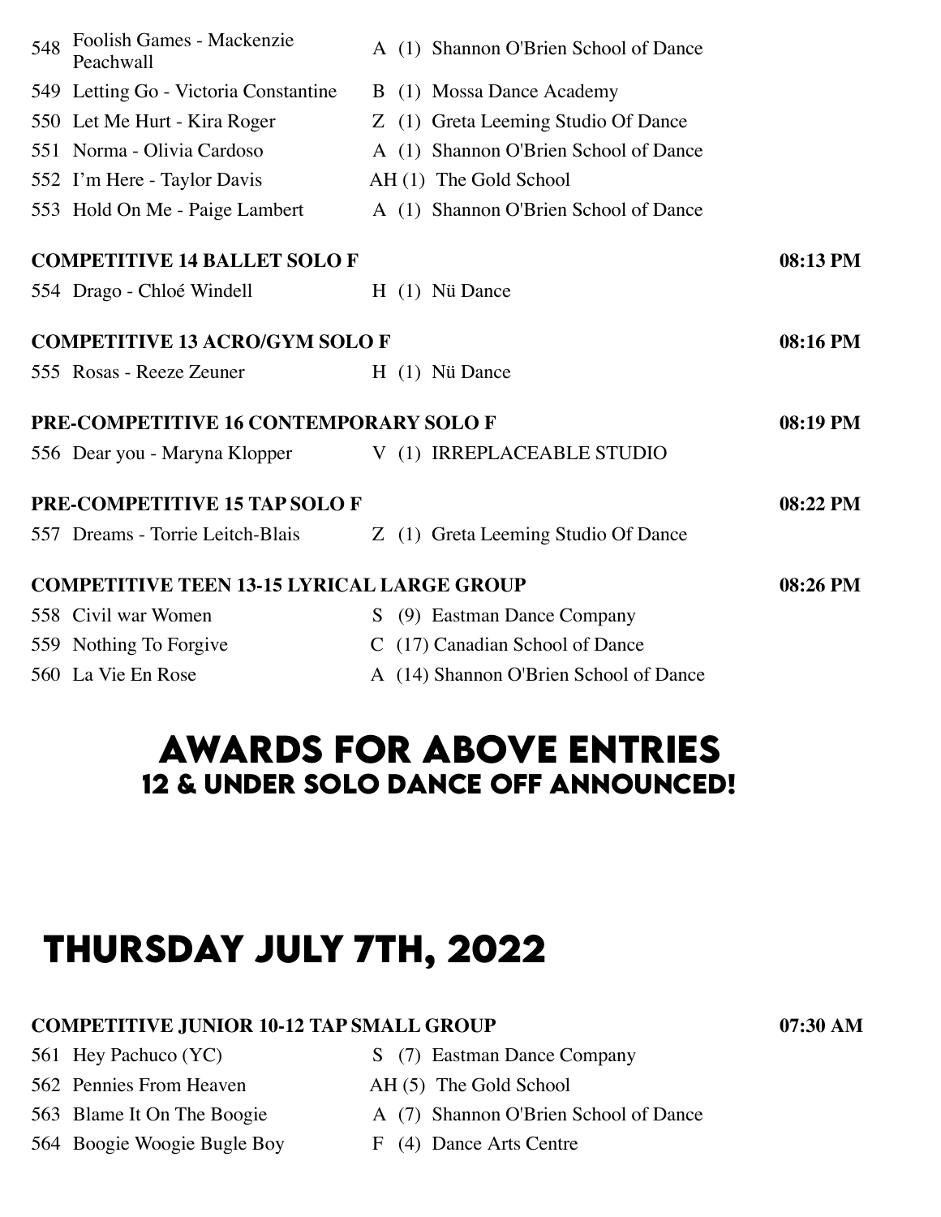| | | | | |
|---|---|---|---|---|
| 548 | Foolish Games - Mackenzie Peachwall | A | (1) | Shannon O'Brien School of Dance |
| 549 | Letting Go - Victoria Constantine | B | (1) | Mossa Dance Academy |
| 550 | Let Me Hurt - Kira Roger | Z | (1) | Greta Leeming Studio Of Dance |
| 551 | Norma - Olivia Cardoso | A | (1) | Shannon O'Brien School of Dance |
| 552 | I'm Here - Taylor Davis | AH | (1) | The Gold School |
| 553 | Hold On Me - Paige Lambert | A | (1) | Shannon O'Brien School of Dance |

**COMPETITIVE 14 BALLET SOLO F** — **08:13 PM**

| | | | | |
|---|---|---|---|---|
| 554 | Drago - Chloé Windell | H | (1) | Nü Dance |

**COMPETITIVE 13 ACRO/GYM SOLO F** — **08:16 PM**

| | | | | |
|---|---|---|---|---|
| 555 | Rosas - Reeze Zeuner | H | (1) | Nü Dance |

**PRE-COMPETITIVE 16 CONTEMPORARY SOLO F** — **08:19 PM**

| | | | | |
|---|---|---|---|---|
| 556 | Dear you - Maryna Klopper | V | (1) | IRREPLACEABLE STUDIO |

**PRE-COMPETITIVE 15 TAP SOLO F** — **08:22 PM**

| | | | | |
|---|---|---|---|---|
| 557 | Dreams - Torrie Leitch-Blais | Z | (1) | Greta Leeming Studio Of Dance |

**COMPETITIVE TEEN 13-15 LYRICAL LARGE GROUP** — **08:26 PM**

| | | | | |
|---|---|---|---|---|
| 558 | Civil war Women | S | (9) | Eastman Dance Company |
| 559 | Nothing To Forgive | C | (17) | Canadian School of Dance |
| 560 | La Vie En Rose | A | (14) | Shannon O'Brien School of Dance |

## AWARDS FOR ABOVE ENTRIES

### 12 & UNDER SOLO DANCE OFF ANNOUNCED!

# THURSDAY JULY 7TH, 2022

**COMPETITIVE JUNIOR 10-12 TAP SMALL GROUP** — **07:30 AM**

| | | | | |
|---|---|---|---|---|
| 561 | Hey Pachuco (YC) | S | (7) | Eastman Dance Company |
| 562 | Pennies From Heaven | AH | (5) | The Gold School |
| 563 | Blame It On The Boogie | A | (7) | Shannon O'Brien School of Dance |
| 564 | Boogie Woogie Bugle Boy | F | (4) | Dance Arts Centre |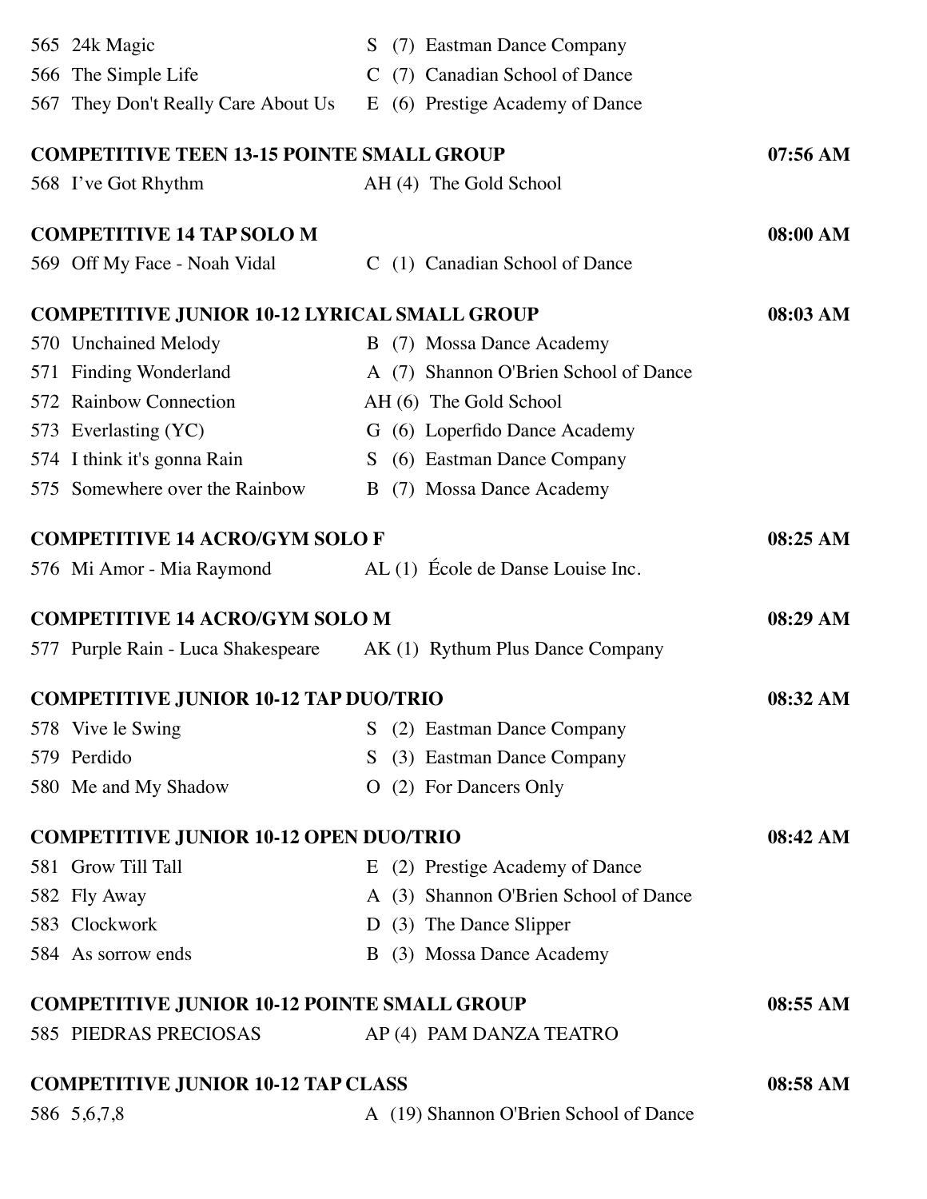565 24k Magic — S (7) Eastman Dance Company
566 The Simple Life — C (7) Canadian School of Dance
567 They Don't Really Care About Us — E (6) Prestige Academy of Dance

**COMPETITIVE TEEN 13-15 POINTE SMALL GROUP** — 07:56 AM

568 I've Got Rhythm — AH (4) The Gold School

**COMPETITIVE 14 TAP SOLO M** — 08:00 AM

569 Off My Face - Noah Vidal — C (1) Canadian School of Dance

**COMPETITIVE JUNIOR 10-12 LYRICAL SMALL GROUP** — 08:03 AM

570 Unchained Melody — B (7) Mossa Dance Academy
571 Finding Wonderland — A (7) Shannon O'Brien School of Dance
572 Rainbow Connection — AH (6) The Gold School
573 Everlasting (YC) — G (6) Loperfido Dance Academy
574 I think it's gonna Rain — S (6) Eastman Dance Company
575 Somewhere over the Rainbow — B (7) Mossa Dance Academy

**COMPETITIVE 14 ACRO/GYM SOLO F** — 08:25 AM

576 Mi Amor - Mia Raymond — AL (1) École de Danse Louise Inc.

**COMPETITIVE 14 ACRO/GYM SOLO M** — 08:29 AM

577 Purple Rain - Luca Shakespeare — AK (1) Rythum Plus Dance Company

**COMPETITIVE JUNIOR 10-12 TAP DUO/TRIO** — 08:32 AM

578 Vive le Swing — S (2) Eastman Dance Company
579 Perdido — S (3) Eastman Dance Company
580 Me and My Shadow — O (2) For Dancers Only

**COMPETITIVE JUNIOR 10-12 OPEN DUO/TRIO** — 08:42 AM

581 Grow Till Tall — E (2) Prestige Academy of Dance
582 Fly Away — A (3) Shannon O'Brien School of Dance
583 Clockwork — D (3) The Dance Slipper
584 As sorrow ends — B (3) Mossa Dance Academy

**COMPETITIVE JUNIOR 10-12 POINTE SMALL GROUP** — 08:55 AM

585 PIEDRAS PRECIOSAS — AP (4) PAM DANZA TEATRO

**COMPETITIVE JUNIOR 10-12 TAP CLASS** — 08:58 AM

586 5,6,7,8 — A (19) Shannon O'Brien School of Dance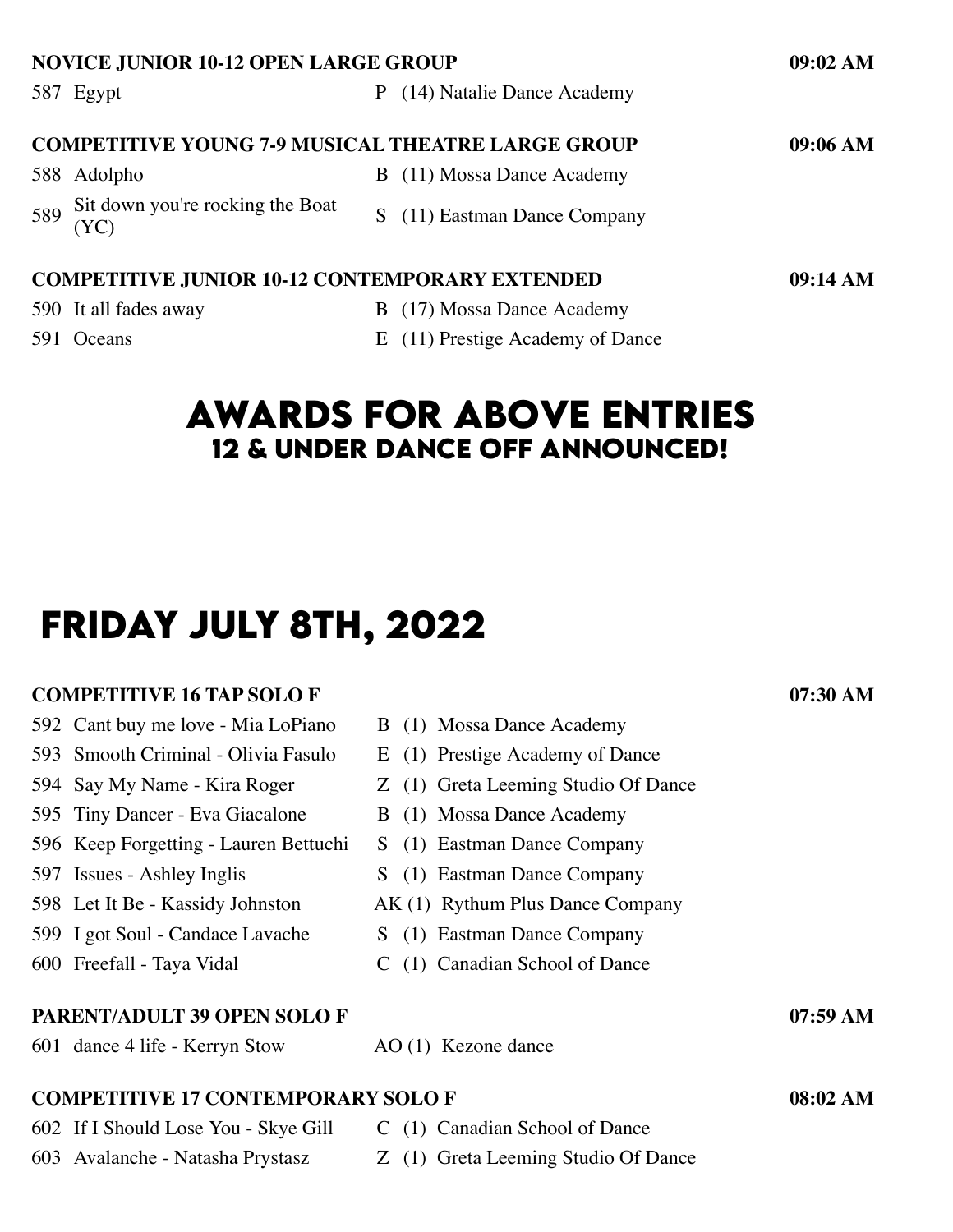**NOVICE JUNIOR 10-12 OPEN LARGE GROUP** **09:02 AM**

| | | |
|---|---|---|
| 587 | Egypt | P (14) Natalie Dance Academy |

**COMPETITIVE YOUNG 7-9 MUSICAL THEATRE LARGE GROUP** **09:06 AM**

| | | |
|---|---|---|
| 588 | Adolpho | B (11) Mossa Dance Academy |
| 589 | Sit down you're rocking the Boat (YC) | S (11) Eastman Dance Company |

**COMPETITIVE JUNIOR 10-12 CONTEMPORARY EXTENDED** **09:14 AM**

| | | |
|---|---|---|
| 590 | It all fades away | B (17) Mossa Dance Academy |
| 591 | Oceans | E (11) Prestige Academy of Dance |

## AWARDS FOR ABOVE ENTRIES
### 12 & UNDER DANCE OFF ANNOUNCED!

# FRIDAY JULY 8TH, 2022

**COMPETITIVE 16 TAP SOLO F** **07:30 AM**

| | | |
|---|---|---|
| 592 | Cant buy me love - Mia LoPiano | B (1) Mossa Dance Academy |
| 593 | Smooth Criminal - Olivia Fasulo | E (1) Prestige Academy of Dance |
| 594 | Say My Name - Kira Roger | Z (1) Greta Leeming Studio Of Dance |
| 595 | Tiny Dancer - Eva Giacalone | B (1) Mossa Dance Academy |
| 596 | Keep Forgetting - Lauren Bettuchi | S (1) Eastman Dance Company |
| 597 | Issues - Ashley Inglis | S (1) Eastman Dance Company |
| 598 | Let It Be - Kassidy Johnston | AK (1) Rythum Plus Dance Company |
| 599 | I got Soul - Candace Lavache | S (1) Eastman Dance Company |
| 600 | Freefall - Taya Vidal | C (1) Canadian School of Dance |

**PARENT/ADULT 39 OPEN SOLO F** **07:59 AM**

| | | |
|---|---|---|
| 601 | dance 4 life - Kerryn Stow | AO (1) Kezone dance |

**COMPETITIVE 17 CONTEMPORARY SOLO F** **08:02 AM**

| | | |
|---|---|---|
| 602 | If I Should Lose You - Skye Gill | C (1) Canadian School of Dance |
| 603 | Avalanche - Natasha Prystasz | Z (1) Greta Leeming Studio Of Dance |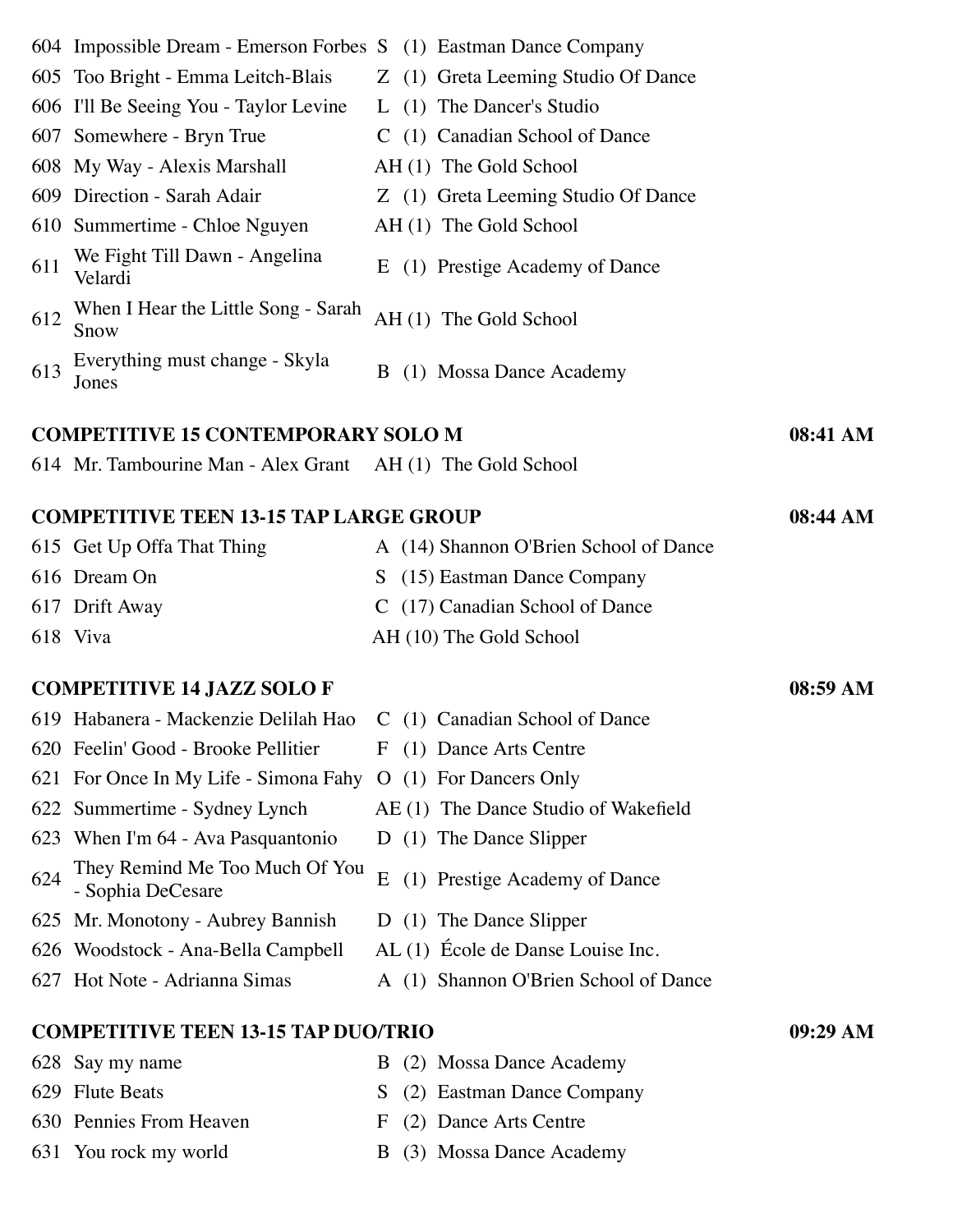| | | | |
|---|---|---|---|
| 604 | Impossible Dream - Emerson Forbes | S (1) | Eastman Dance Company |
| 605 | Too Bright - Emma Leitch-Blais | Z (1) | Greta Leeming Studio Of Dance |
| 606 | I'll Be Seeing You - Taylor Levine | L (1) | The Dancer's Studio |
| 607 | Somewhere - Bryn True | C (1) | Canadian School of Dance |
| 608 | My Way - Alexis Marshall | AH (1) | The Gold School |
| 609 | Direction - Sarah Adair | Z (1) | Greta Leeming Studio Of Dance |
| 610 | Summertime - Chloe Nguyen | AH (1) | The Gold School |
| 611 | We Fight Till Dawn - Angelina Velardi | E (1) | Prestige Academy of Dance |
| 612 | When I Hear the Little Song - Sarah Snow | AH (1) | The Gold School |
| 613 | Everything must change - Skyla Jones | B (1) | Mossa Dance Academy |

**COMPETITIVE 15 CONTEMPORARY SOLO M** 08:41 AM

| | | | |
|---|---|---|---|
| 614 | Mr. Tambourine Man - Alex Grant | AH (1) | The Gold School |

**COMPETITIVE TEEN 13-15 TAP LARGE GROUP** 08:44 AM

| | | | |
|---|---|---|---|
| 615 | Get Up Offa That Thing | A (14) | Shannon O'Brien School of Dance |
| 616 | Dream On | S (15) | Eastman Dance Company |
| 617 | Drift Away | C (17) | Canadian School of Dance |
| 618 | Viva | AH (10) | The Gold School |

**COMPETITIVE 14 JAZZ SOLO F** 08:59 AM

| | | | |
|---|---|---|---|
| 619 | Habanera - Mackenzie Delilah Hao | C (1) | Canadian School of Dance |
| 620 | Feelin' Good - Brooke Pellitier | F (1) | Dance Arts Centre |
| 621 | For Once In My Life - Simona Fahy | O (1) | For Dancers Only |
| 622 | Summertime - Sydney Lynch | AE (1) | The Dance Studio of Wakefield |
| 623 | When I'm 64 - Ava Pasquantonio | D (1) | The Dance Slipper |
| 624 | They Remind Me Too Much Of You - Sophia DeCesare | E (1) | Prestige Academy of Dance |
| 625 | Mr. Monotony - Aubrey Bannish | D (1) | The Dance Slipper |
| 626 | Woodstock - Ana-Bella Campbell | AL (1) | École de Danse Louise Inc. |
| 627 | Hot Note - Adrianna Simas | A (1) | Shannon O'Brien School of Dance |

**COMPETITIVE TEEN 13-15 TAP DUO/TRIO** 09:29 AM

| | | | |
|---|---|---|---|
| 628 | Say my name | B (2) | Mossa Dance Academy |
| 629 | Flute Beats | S (2) | Eastman Dance Company |
| 630 | Pennies From Heaven | F (2) | Dance Arts Centre |
| 631 | You rock my world | B (3) | Mossa Dance Academy |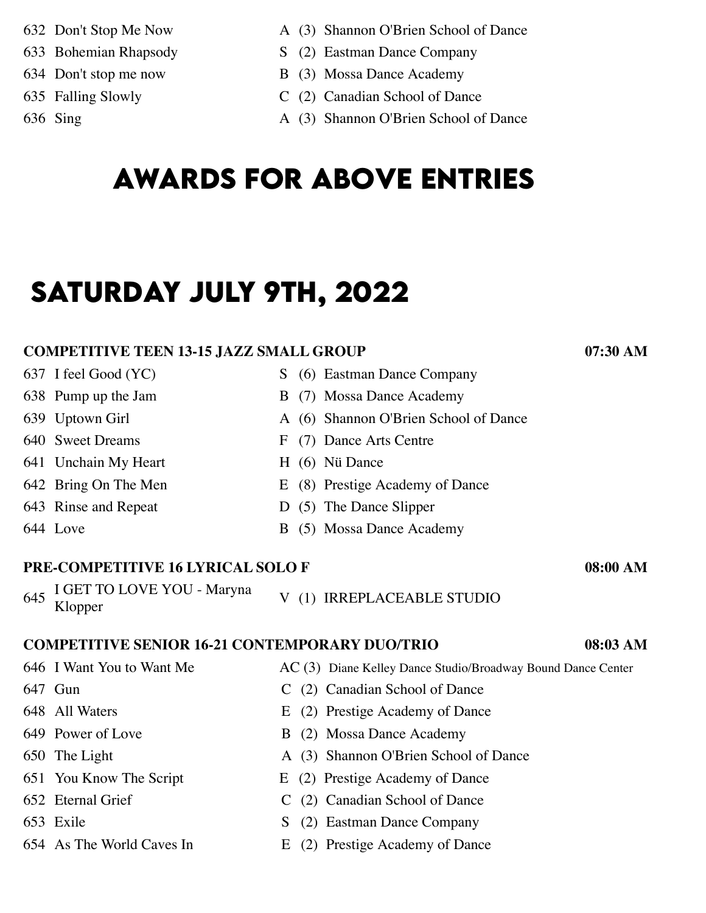| | | | | |
|---|---|---|---|---|
| 632 | Don't Stop Me Now | A | (3) | Shannon O'Brien School of Dance |
| 633 | Bohemian Rhapsody | S | (2) | Eastman Dance Company |
| 634 | Don't stop me now | B | (3) | Mossa Dance Academy |
| 635 | Falling Slowly | C | (2) | Canadian School of Dance |
| 636 | Sing | A | (3) | Shannon O'Brien School of Dance |

## AWARDS FOR ABOVE ENTRIES

# SATURDAY JULY 9TH, 2022

**COMPETITIVE TEEN 13-15 JAZZ SMALL GROUP** **07:30 AM**

| | | | | |
|---|---|---|---|---|
| 637 | I feel Good (YC) | S | (6) | Eastman Dance Company |
| 638 | Pump up the Jam | B | (7) | Mossa Dance Academy |
| 639 | Uptown Girl | A | (6) | Shannon O'Brien School of Dance |
| 640 | Sweet Dreams | F | (7) | Dance Arts Centre |
| 641 | Unchain My Heart | H | (6) | Nü Dance |
| 642 | Bring On The Men | E | (8) | Prestige Academy of Dance |
| 643 | Rinse and Repeat | D | (5) | The Dance Slipper |
| 644 | Love | B | (5) | Mossa Dance Academy |

**PRE-COMPETITIVE 16 LYRICAL SOLO F** **08:00 AM**

| | | | | |
|---|---|---|---|---|
| 645 | I GET TO LOVE YOU - Maryna Klopper | V | (1) | IRREPLACEABLE STUDIO |

**COMPETITIVE SENIOR 16-21 CONTEMPORARY DUO/TRIO** **08:03 AM**

| | | | | |
|---|---|---|---|---|
| 646 | I Want You to Want Me | AC | (3) | Diane Kelley Dance Studio/Broadway Bound Dance Center |
| 647 | Gun | C | (2) | Canadian School of Dance |
| 648 | All Waters | E | (2) | Prestige Academy of Dance |
| 649 | Power of Love | B | (2) | Mossa Dance Academy |
| 650 | The Light | A | (3) | Shannon O'Brien School of Dance |
| 651 | You Know The Script | E | (2) | Prestige Academy of Dance |
| 652 | Eternal Grief | C | (2) | Canadian School of Dance |
| 653 | Exile | S | (2) | Eastman Dance Company |
| 654 | As The World Caves In | E | (2) | Prestige Academy of Dance |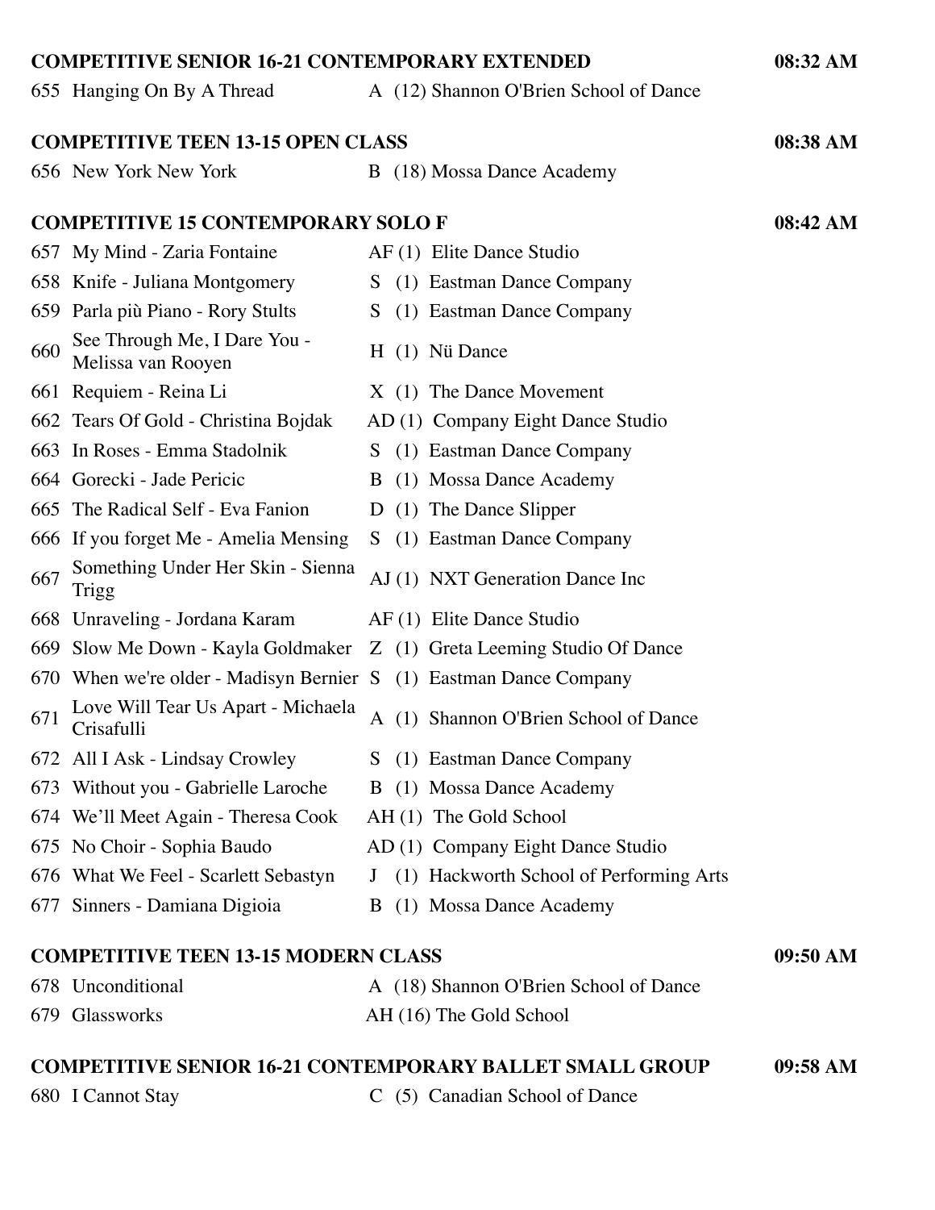## COMPETITIVE SENIOR 16-21 CONTEMPORARY EXTENDED — 08:32 AM

| # | Title | Studio |
|---|---|---|
| 655 | Hanging On By A Thread | A (12) Shannon O'Brien School of Dance |

## COMPETITIVE TEEN 13-15 OPEN CLASS — 08:38 AM

| # | Title | Studio |
|---|---|---|
| 656 | New York New York | B (18) Mossa Dance Academy |

## COMPETITIVE 15 CONTEMPORARY SOLO F — 08:42 AM

| # | Title | Studio |
|---|---|---|
| 657 | My Mind - Zaria Fontaine | AF (1) Elite Dance Studio |
| 658 | Knife - Juliana Montgomery | S (1) Eastman Dance Company |
| 659 | Parla più Piano - Rory Stults | S (1) Eastman Dance Company |
| 660 | See Through Me, I Dare You - Melissa van Rooyen | H (1) Nü Dance |
| 661 | Requiem - Reina Li | X (1) The Dance Movement |
| 662 | Tears Of Gold - Christina Bojdak | AD (1) Company Eight Dance Studio |
| 663 | In Roses - Emma Stadolnik | S (1) Eastman Dance Company |
| 664 | Gorecki - Jade Pericic | B (1) Mossa Dance Academy |
| 665 | The Radical Self - Eva Fanion | D (1) The Dance Slipper |
| 666 | If you forget Me - Amelia Mensing | S (1) Eastman Dance Company |
| 667 | Something Under Her Skin - Sienna Trigg | AJ (1) NXT Generation Dance Inc |
| 668 | Unraveling - Jordana Karam | AF (1) Elite Dance Studio |
| 669 | Slow Me Down - Kayla Goldmaker | Z (1) Greta Leeming Studio Of Dance |
| 670 | When we're older - Madisyn Bernier | S (1) Eastman Dance Company |
| 671 | Love Will Tear Us Apart - Michaela Crisafulli | A (1) Shannon O'Brien School of Dance |
| 672 | All I Ask - Lindsay Crowley | S (1) Eastman Dance Company |
| 673 | Without you - Gabrielle Laroche | B (1) Mossa Dance Academy |
| 674 | We'll Meet Again - Theresa Cook | AH (1) The Gold School |
| 675 | No Choir - Sophia Baudo | AD (1) Company Eight Dance Studio |
| 676 | What We Feel - Scarlett Sebastyn | J (1) Hackworth School of Performing Arts |
| 677 | Sinners - Damiana Digioia | B (1) Mossa Dance Academy |

## COMPETITIVE TEEN 13-15 MODERN CLASS — 09:50 AM

| # | Title | Studio |
|---|---|---|
| 678 | Unconditional | A (18) Shannon O'Brien School of Dance |
| 679 | Glassworks | AH (16) The Gold School |

## COMPETITIVE SENIOR 16-21 CONTEMPORARY BALLET SMALL GROUP — 09:58 AM

| # | Title | Studio |
|---|---|---|
| 680 | I Cannot Stay | C (5) Canadian School of Dance |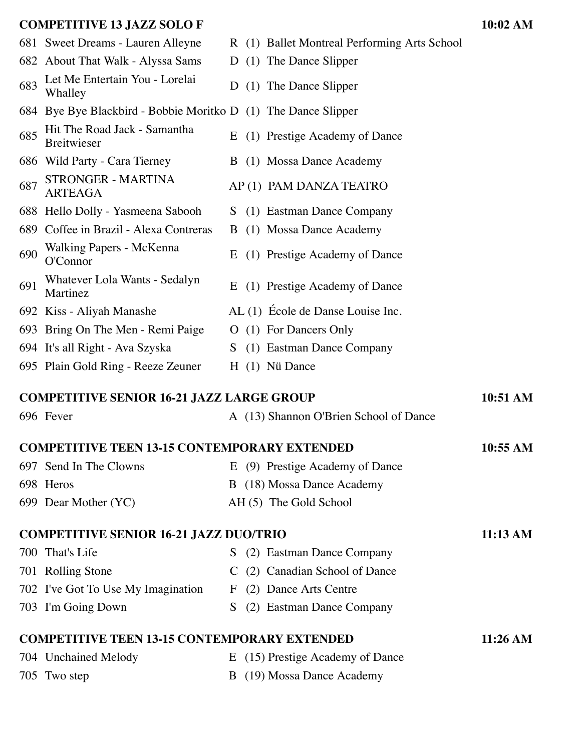## COMPETITIVE 13 JAZZ SOLO F — 10:02 AM

| # | Title - Dancer | Code | Studio |
|---|---|---|---|
| 681 | Sweet Dreams - Lauren Alleyne | R (1) | Ballet Montreal Performing Arts School |
| 682 | About That Walk - Alyssa Sams | D (1) | The Dance Slipper |
| 683 | Let Me Entertain You - Lorelai Whalley | D (1) | The Dance Slipper |
| 684 | Bye Bye Blackbird - Bobbie Moritko | D (1) | The Dance Slipper |
| 685 | Hit The Road Jack - Samantha Breitwieser | E (1) | Prestige Academy of Dance |
| 686 | Wild Party - Cara Tierney | B (1) | Mossa Dance Academy |
| 687 | STRONGER - MARTINA ARTEAGA | AP (1) | PAM DANZA TEATRO |
| 688 | Hello Dolly - Yasmeena Sabooh | S (1) | Eastman Dance Company |
| 689 | Coffee in Brazil - Alexa Contreras | B (1) | Mossa Dance Academy |
| 690 | Walking Papers - McKenna O'Connor | E (1) | Prestige Academy of Dance |
| 691 | Whatever Lola Wants - Sedalyn Martinez | E (1) | Prestige Academy of Dance |
| 692 | Kiss - Aliyah Manashe | AL (1) | École de Danse Louise Inc. |
| 693 | Bring On The Men - Remi Paige | O (1) | For Dancers Only |
| 694 | It's all Right - Ava Szyska | S (1) | Eastman Dance Company |
| 695 | Plain Gold Ring - Reeze Zeuner | H (1) | Nü Dance |

## COMPETITIVE SENIOR 16-21 JAZZ LARGE GROUP — 10:51 AM

| # | Title | Code | Studio |
|---|---|---|---|
| 696 | Fever | A (13) | Shannon O'Brien School of Dance |

## COMPETITIVE TEEN 13-15 CONTEMPORARY EXTENDED — 10:55 AM

| # | Title | Code | Studio |
|---|---|---|---|
| 697 | Send In The Clowns | E (9) | Prestige Academy of Dance |
| 698 | Heros | B (18) | Mossa Dance Academy |
| 699 | Dear Mother (YC) | AH (5) | The Gold School |

## COMPETITIVE SENIOR 16-21 JAZZ DUO/TRIO — 11:13 AM

| # | Title | Code | Studio |
|---|---|---|---|
| 700 | That's Life | S (2) | Eastman Dance Company |
| 701 | Rolling Stone | C (2) | Canadian School of Dance |
| 702 | I've Got To Use My Imagination | F (2) | Dance Arts Centre |
| 703 | I'm Going Down | S (2) | Eastman Dance Company |

## COMPETITIVE TEEN 13-15 CONTEMPORARY EXTENDED — 11:26 AM

| # | Title | Code | Studio |
|---|---|---|---|
| 704 | Unchained Melody | E (15) | Prestige Academy of Dance |
| 705 | Two step | B (19) | Mossa Dance Academy |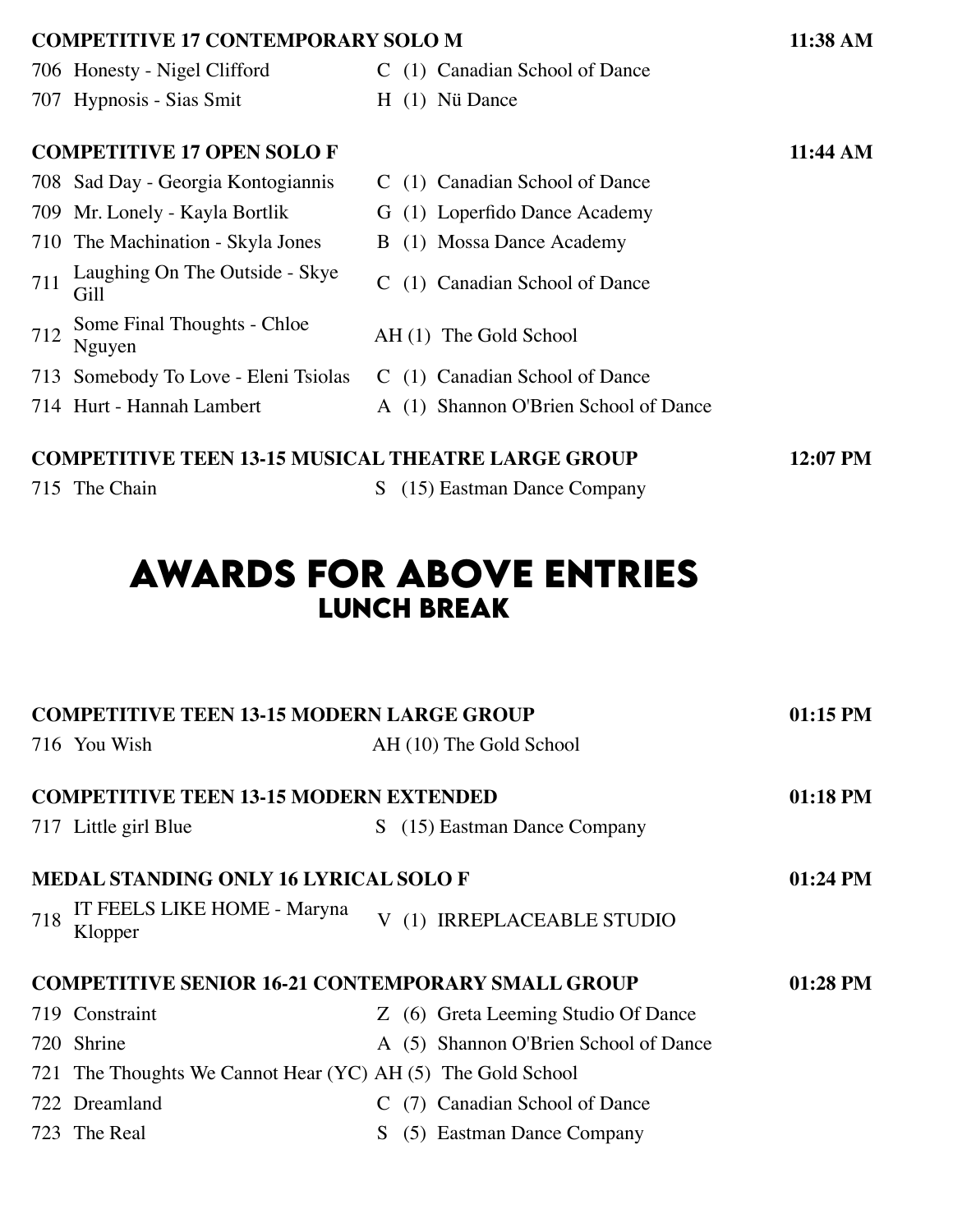**COMPETITIVE 17 CONTEMPORARY SOLO M** 11:38 AM

| | | | |
|---|---|---|---|
| 706 | Honesty - Nigel Clifford | C (1) | Canadian School of Dance |
| 707 | Hypnosis - Sias Smit | H (1) | Nü Dance |

**COMPETITIVE 17 OPEN SOLO F** 11:44 AM

| | | | |
|---|---|---|---|
| 708 | Sad Day - Georgia Kontogiannis | C (1) | Canadian School of Dance |
| 709 | Mr. Lonely - Kayla Bortlik | G (1) | Loperfido Dance Academy |
| 710 | The Machination - Skyla Jones | B (1) | Mossa Dance Academy |
| 711 | Laughing On The Outside - Skye Gill | C (1) | Canadian School of Dance |
| 712 | Some Final Thoughts - Chloe Nguyen | AH (1) | The Gold School |
| 713 | Somebody To Love - Eleni Tsiolas | C (1) | Canadian School of Dance |
| 714 | Hurt - Hannah Lambert | A (1) | Shannon O'Brien School of Dance |

**COMPETITIVE TEEN 13-15 MUSICAL THEATRE LARGE GROUP** 12:07 PM

| | | | |
|---|---|---|---|
| 715 | The Chain | S (15) | Eastman Dance Company |

# AWARDS FOR ABOVE ENTRIES
## LUNCH BREAK

**COMPETITIVE TEEN 13-15 MODERN LARGE GROUP** 01:15 PM

| | | | |
|---|---|---|---|
| 716 | You Wish | AH (10) | The Gold School |

**COMPETITIVE TEEN 13-15 MODERN EXTENDED** 01:18 PM

| | | | |
|---|---|---|---|
| 717 | Little girl Blue | S (15) | Eastman Dance Company |

**MEDAL STANDING ONLY 16 LYRICAL SOLO F** 01:24 PM

| | | | |
|---|---|---|---|
| 718 | IT FEELS LIKE HOME - Maryna Klopper | V (1) | IRREPLACEABLE STUDIO |

**COMPETITIVE SENIOR 16-21 CONTEMPORARY SMALL GROUP** 01:28 PM

| | | | |
|---|---|---|---|
| 719 | Constraint | Z (6) | Greta Leeming Studio Of Dance |
| 720 | Shrine | A (5) | Shannon O'Brien School of Dance |
| 721 | The Thoughts We Cannot Hear (YC) | AH (5) | The Gold School |
| 722 | Dreamland | C (7) | Canadian School of Dance |
| 723 | The Real | S (5) | Eastman Dance Company |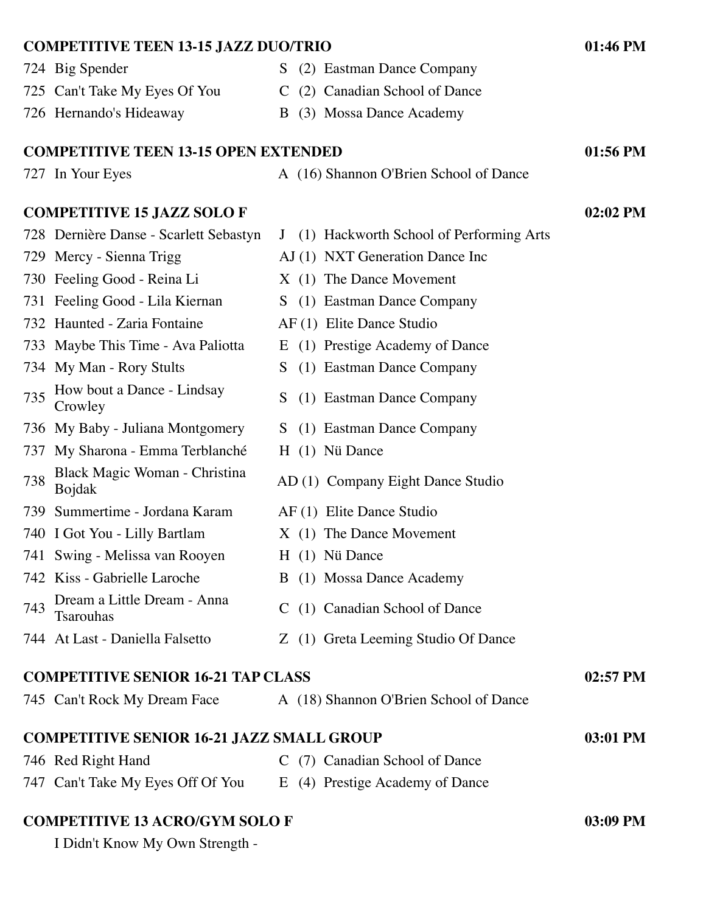**COMPETITIVE TEEN 13-15 JAZZ DUO/TRIO** 01:46 PM

| | | | |
|---|---|---|---|
| 724 | Big Spender | S (2) | Eastman Dance Company |
| 725 | Can't Take My Eyes Of You | C (2) | Canadian School of Dance |
| 726 | Hernando's Hideaway | B (3) | Mossa Dance Academy |

**COMPETITIVE TEEN 13-15 OPEN EXTENDED** 01:56 PM

| | | | |
|---|---|---|---|
| 727 | In Your Eyes | A (16) | Shannon O'Brien School of Dance |

**COMPETITIVE 15 JAZZ SOLO F** 02:02 PM

| | | | |
|---|---|---|---|
| 728 | Dernière Danse - Scarlett Sebastyn | J (1) | Hackworth School of Performing Arts |
| 729 | Mercy - Sienna Trigg | AJ (1) | NXT Generation Dance Inc |
| 730 | Feeling Good - Reina Li | X (1) | The Dance Movement |
| 731 | Feeling Good - Lila Kiernan | S (1) | Eastman Dance Company |
| 732 | Haunted - Zaria Fontaine | AF (1) | Elite Dance Studio |
| 733 | Maybe This Time - Ava Paliotta | E (1) | Prestige Academy of Dance |
| 734 | My Man - Rory Stults | S (1) | Eastman Dance Company |
| 735 | How bout a Dance - Lindsay Crowley | S (1) | Eastman Dance Company |
| 736 | My Baby - Juliana Montgomery | S (1) | Eastman Dance Company |
| 737 | My Sharona - Emma Terblanché | H (1) | Nü Dance |
| 738 | Black Magic Woman - Christina Bojdak | AD (1) | Company Eight Dance Studio |
| 739 | Summertime - Jordana Karam | AF (1) | Elite Dance Studio |
| 740 | I Got You - Lilly Bartlam | X (1) | The Dance Movement |
| 741 | Swing - Melissa van Rooyen | H (1) | Nü Dance |
| 742 | Kiss - Gabrielle Laroche | B (1) | Mossa Dance Academy |
| 743 | Dream a Little Dream - Anna Tsarouhas | C (1) | Canadian School of Dance |
| 744 | At Last - Daniella Falsetto | Z (1) | Greta Leeming Studio Of Dance |

**COMPETITIVE SENIOR 16-21 TAP CLASS** 02:57 PM

| | | | |
|---|---|---|---|
| 745 | Can't Rock My Dream Face | A (18) | Shannon O'Brien School of Dance |

**COMPETITIVE SENIOR 16-21 JAZZ SMALL GROUP** 03:01 PM

| | | | |
|---|---|---|---|
| 746 | Red Right Hand | C (7) | Canadian School of Dance |
| 747 | Can't Take My Eyes Off Of You | E (4) | Prestige Academy of Dance |

**COMPETITIVE 13 ACRO/GYM SOLO F** 03:09 PM

I Didn't Know My Own Strength -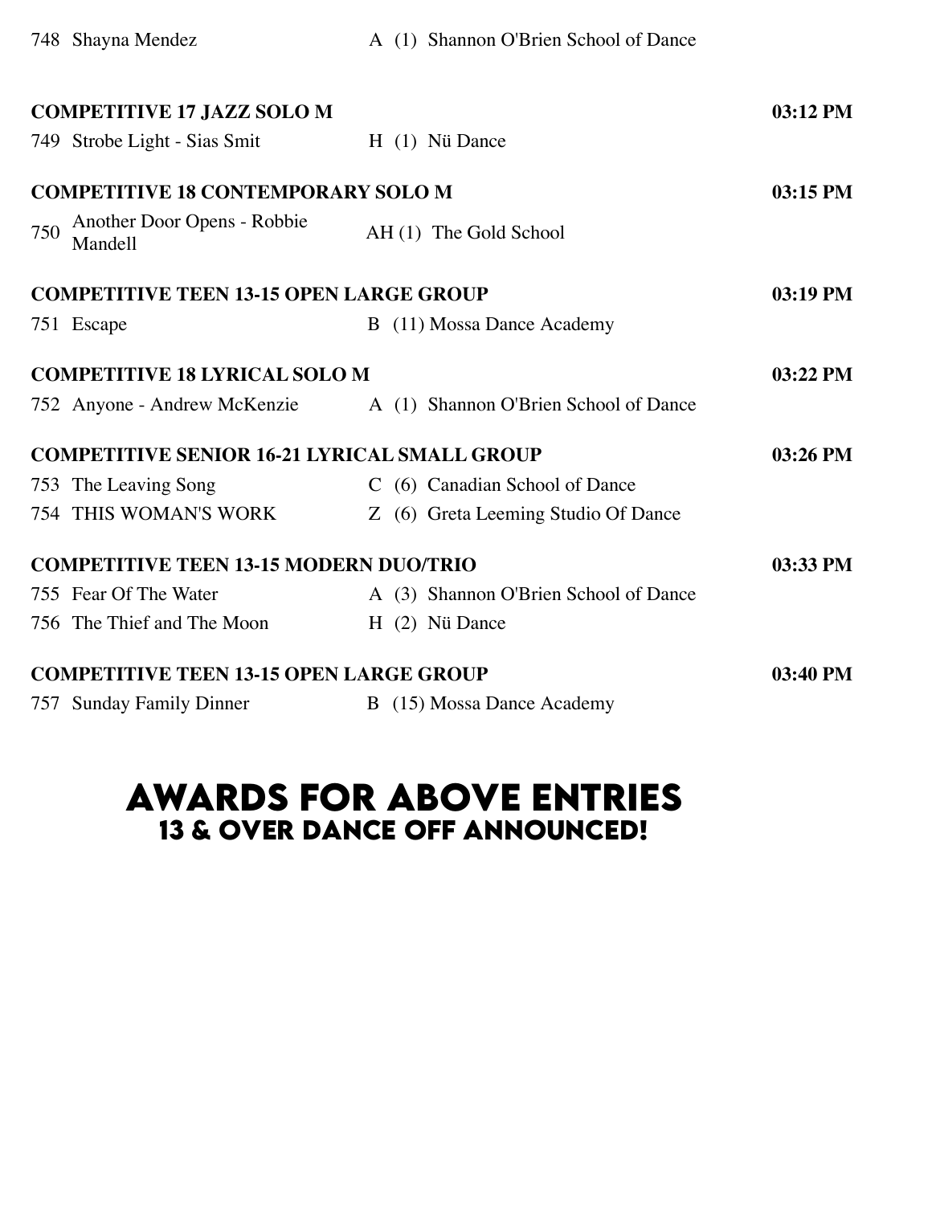748 Shayna Mendez A (1) Shannon O'Brien School of Dance

**COMPETITIVE 17 JAZZ SOLO M** **03:12 PM**

749 Strobe Light - Sias Smit H (1) Nü Dance

**COMPETITIVE 18 CONTEMPORARY SOLO M** **03:15 PM**

750 Another Door Opens - Robbie Mandell AH (1) The Gold School

**COMPETITIVE TEEN 13-15 OPEN LARGE GROUP** **03:19 PM**

751 Escape B (11) Mossa Dance Academy

**COMPETITIVE 18 LYRICAL SOLO M** **03:22 PM**

752 Anyone - Andrew McKenzie A (1) Shannon O'Brien School of Dance

**COMPETITIVE SENIOR 16-21 LYRICAL SMALL GROUP** **03:26 PM**

753 The Leaving Song C (6) Canadian School of Dance

754 THIS WOMAN'S WORK Z (6) Greta Leeming Studio Of Dance

**COMPETITIVE TEEN 13-15 MODERN DUO/TRIO** **03:33 PM**

755 Fear Of The Water A (3) Shannon O'Brien School of Dance

756 The Thief and The Moon H (2) Nü Dance

**COMPETITIVE TEEN 13-15 OPEN LARGE GROUP** **03:40 PM**

757 Sunday Family Dinner B (15) Mossa Dance Academy

# AWARDS FOR ABOVE ENTRIES

## 13 & OVER DANCE OFF ANNOUNCED!